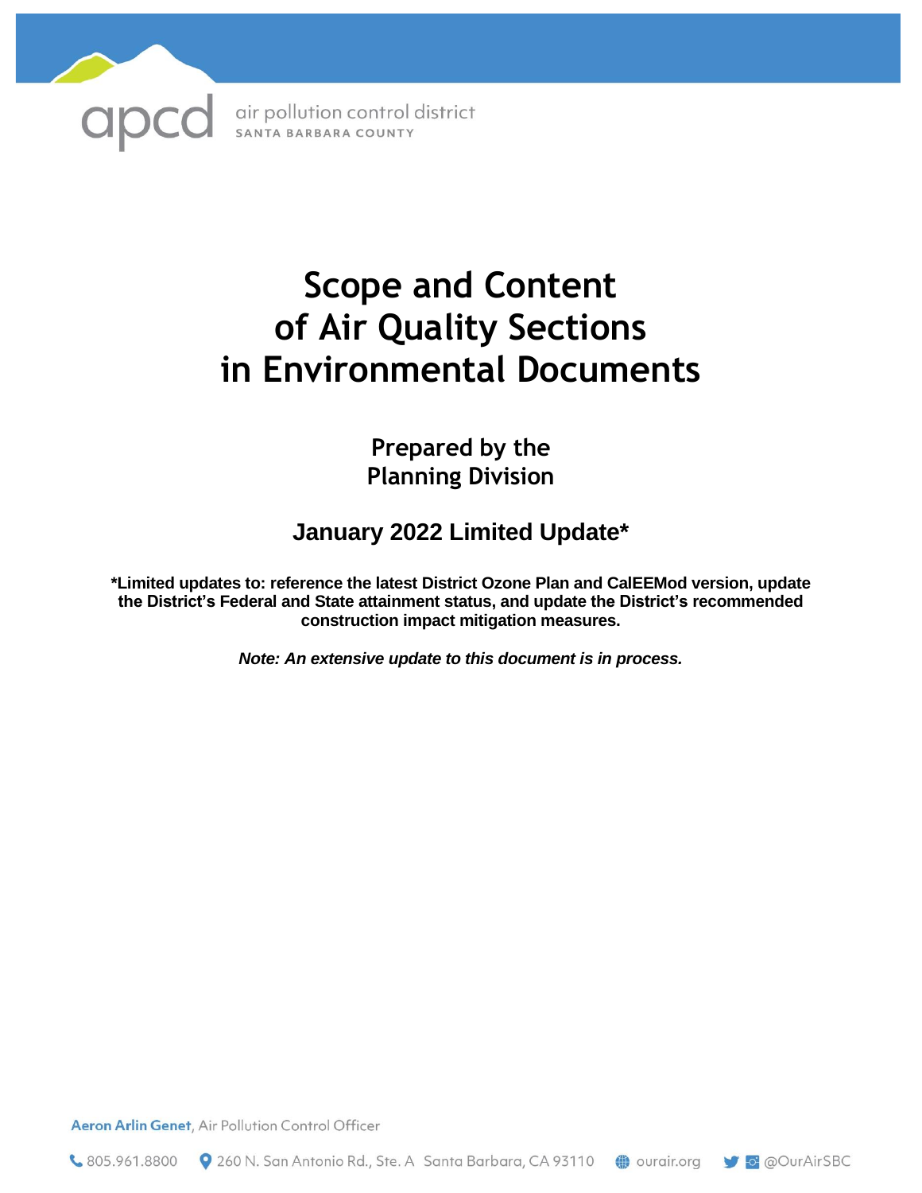apcd air pollution control district
SANTA BARBARA COUNTY

# Scope and Content of Air Quality Sections in Environmental Documents

## Prepared by the Planning Division

### January 2022 Limited Update*

**\*Limited updates to: reference the latest District Ozone Plan and CalEEMod version, update the District's Federal and State attainment status, and update the District's recommended construction impact mitigation measures.**

***Note: An extensive update to this document is in process.***

**Aeron Arlin Genet**, Air Pollution Control Officer

805.961.8800 | 260 N. San Antonio Rd., Ste. A Santa Barbara, CA 93110 | ourair.org | @OurAirSBC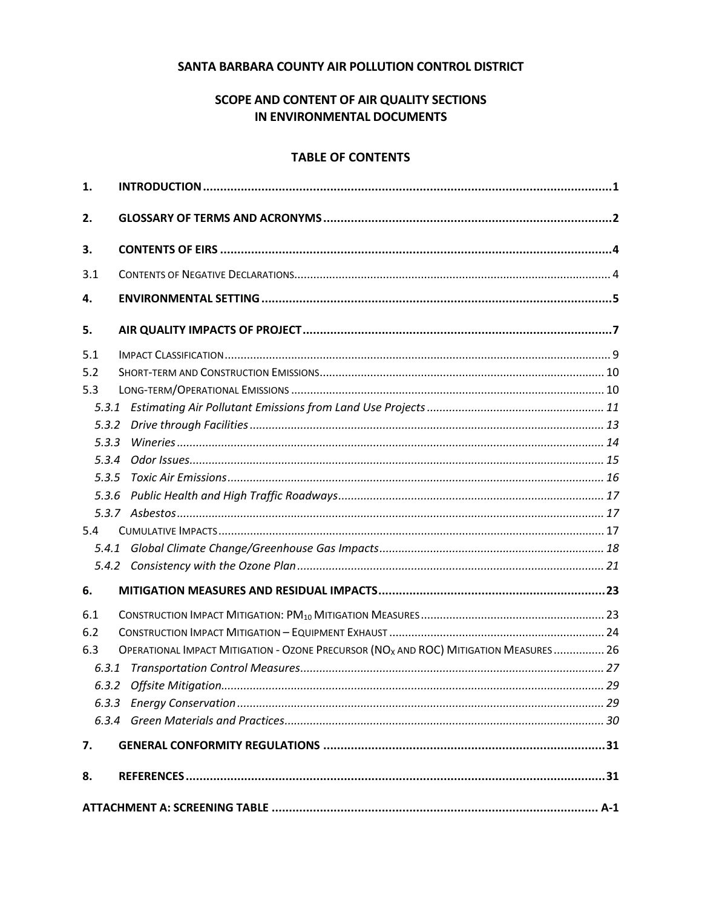**SANTA BARBARA COUNTY AIR POLLUTION CONTROL DISTRICT**

**SCOPE AND CONTENT OF AIR QUALITY SECTIONS IN ENVIRONMENTAL DOCUMENTS**

## TABLE OF CONTENTS

**1. INTRODUCTION** .......... 1

**2. GLOSSARY OF TERMS AND ACRONYMS** .......... 2

**3. CONTENTS OF EIRS** .......... 4

3.1 CONTENTS OF NEGATIVE DECLARATIONS .......... 4

**4. ENVIRONMENTAL SETTING** .......... 5

**5. AIR QUALITY IMPACTS OF PROJECT** .......... 7

5.1 IMPACT CLASSIFICATION .......... 9
5.2 SHORT-TERM AND CONSTRUCTION EMISSIONS .......... 10
5.3 LONG-TERM/OPERATIONAL EMISSIONS .......... 10
- *5.3.1 Estimating Air Pollutant Emissions from Land Use Projects* .......... 11
- *5.3.2 Drive through Facilities* .......... 13
- *5.3.3 Wineries* .......... 14
- *5.3.4 Odor Issues* .......... 15
- *5.3.5 Toxic Air Emissions* .......... 16
- *5.3.6 Public Health and High Traffic Roadways* .......... 17
- *5.3.7 Asbestos* .......... 17

5.4 CUMULATIVE IMPACTS .......... 17
- *5.4.1 Global Climate Change/Greenhouse Gas Impacts* .......... 18
- *5.4.2 Consistency with the Ozone Plan* .......... 21

**6. MITIGATION MEASURES AND RESIDUAL IMPACTS** .......... 23

6.1 CONSTRUCTION IMPACT MITIGATION: $PM_{10}$ MITIGATION MEASURES .......... 23
6.2 CONSTRUCTION IMPACT MITIGATION – EQUIPMENT EXHAUST .......... 24
6.3 OPERATIONAL IMPACT MITIGATION - OZONE PRECURSOR ($NO_X$ AND ROC) MITIGATION MEASURES .......... 26
- *6.3.1 Transportation Control Measures* .......... 27
- *6.3.2 Offsite Mitigation* .......... 29
- *6.3.3 Energy Conservation* .......... 29
- *6.3.4 Green Materials and Practices* .......... 30

**7. GENERAL CONFORMITY REGULATIONS** .......... 31

**8. REFERENCES** .......... 31

**ATTACHMENT A: SCREENING TABLE** .......... A-1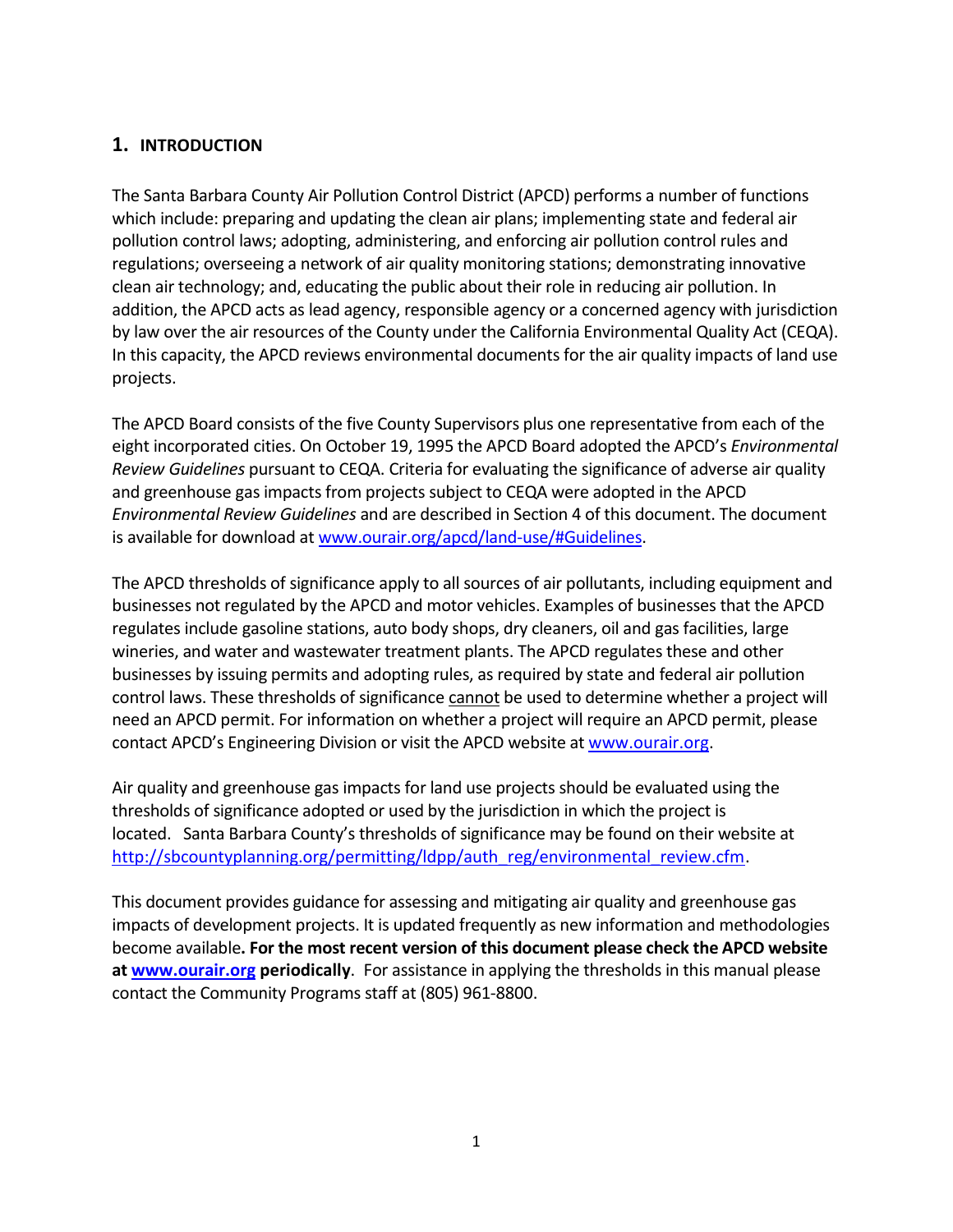# 1. INTRODUCTION

The Santa Barbara County Air Pollution Control District (APCD) performs a number of functions which include: preparing and updating the clean air plans; implementing state and federal air pollution control laws; adopting, administering, and enforcing air pollution control rules and regulations; overseeing a network of air quality monitoring stations; demonstrating innovative clean air technology; and, educating the public about their role in reducing air pollution. In addition, the APCD acts as lead agency, responsible agency or a concerned agency with jurisdiction by law over the air resources of the County under the California Environmental Quality Act (CEQA). In this capacity, the APCD reviews environmental documents for the air quality impacts of land use projects.

The APCD Board consists of the five County Supervisors plus one representative from each of the eight incorporated cities. On October 19, 1995 the APCD Board adopted the APCD's *Environmental Review Guidelines* pursuant to CEQA. Criteria for evaluating the significance of adverse air quality and greenhouse gas impacts from projects subject to CEQA were adopted in the APCD *Environmental Review Guidelines* and are described in Section 4 of this document. The document is available for download at [www.ourair.org/apcd/land-use/#Guidelines](www.ourair.org/apcd/land-use/#Guidelines).

The APCD thresholds of significance apply to all sources of air pollutants, including equipment and businesses not regulated by the APCD and motor vehicles. Examples of businesses that the APCD regulates include gasoline stations, auto body shops, dry cleaners, oil and gas facilities, large wineries, and water and wastewater treatment plants. The APCD regulates these and other businesses by issuing permits and adopting rules, as required by state and federal air pollution control laws. These thresholds of significance <u>cannot</u> be used to determine whether a project will need an APCD permit. For information on whether a project will require an APCD permit, please contact APCD's Engineering Division or visit the APCD website at [www.ourair.org](www.ourair.org).

Air quality and greenhouse gas impacts for land use projects should be evaluated using the thresholds of significance adopted or used by the jurisdiction in which the project is located. Santa Barbara County's thresholds of significance may be found on their website at [http://sbcountyplanning.org/permitting/ldpp/auth_reg/environmental_review.cfm](http://sbcountyplanning.org/permitting/ldpp/auth_reg/environmental_review.cfm).

This document provides guidance for assessing and mitigating air quality and greenhouse gas impacts of development projects. It is updated frequently as new information and methodologies become available**. For the most recent version of this document please check the APCD website at [www.ourair.org](www.ourair.org) periodically**. For assistance in applying the thresholds in this manual please contact the Community Programs staff at (805) 961-8800.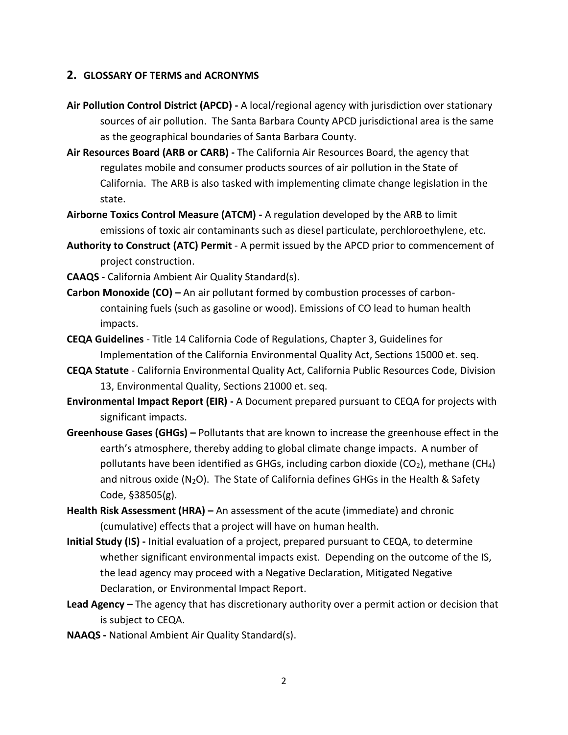## 2. GLOSSARY OF TERMS and ACRONYMS

**Air Pollution Control District (APCD) -** A local/regional agency with jurisdiction over stationary sources of air pollution. The Santa Barbara County APCD jurisdictional area is the same as the geographical boundaries of Santa Barbara County.

**Air Resources Board (ARB or CARB) -** The California Air Resources Board, the agency that regulates mobile and consumer products sources of air pollution in the State of California. The ARB is also tasked with implementing climate change legislation in the state.

**Airborne Toxics Control Measure (ATCM) -** A regulation developed by the ARB to limit emissions of toxic air contaminants such as diesel particulate, perchloroethylene, etc.

**Authority to Construct (ATC) Permit** - A permit issued by the APCD prior to commencement of project construction.

**CAAQS** - California Ambient Air Quality Standard(s).

**Carbon Monoxide (CO) –** An air pollutant formed by combustion processes of carbon-containing fuels (such as gasoline or wood). Emissions of CO lead to human health impacts.

**CEQA Guidelines** - Title 14 California Code of Regulations, Chapter 3, Guidelines for Implementation of the California Environmental Quality Act, Sections 15000 et. seq.

**CEQA Statute** - California Environmental Quality Act, California Public Resources Code, Division 13, Environmental Quality, Sections 21000 et. seq.

**Environmental Impact Report (EIR) -** A Document prepared pursuant to CEQA for projects with significant impacts.

**Greenhouse Gases (GHGs) –** Pollutants that are known to increase the greenhouse effect in the earth's atmosphere, thereby adding to global climate change impacts. A number of pollutants have been identified as GHGs, including carbon dioxide ($CO_2$), methane ($CH_4$) and nitrous oxide ($N_2O$). The State of California defines GHGs in the Health & Safety Code, §38505(g).

**Health Risk Assessment (HRA) –** An assessment of the acute (immediate) and chronic (cumulative) effects that a project will have on human health.

**Initial Study (IS) -** Initial evaluation of a project, prepared pursuant to CEQA, to determine whether significant environmental impacts exist. Depending on the outcome of the IS, the lead agency may proceed with a Negative Declaration, Mitigated Negative Declaration, or Environmental Impact Report.

**Lead Agency –** The agency that has discretionary authority over a permit action or decision that is subject to CEQA.

**NAAQS -** National Ambient Air Quality Standard(s).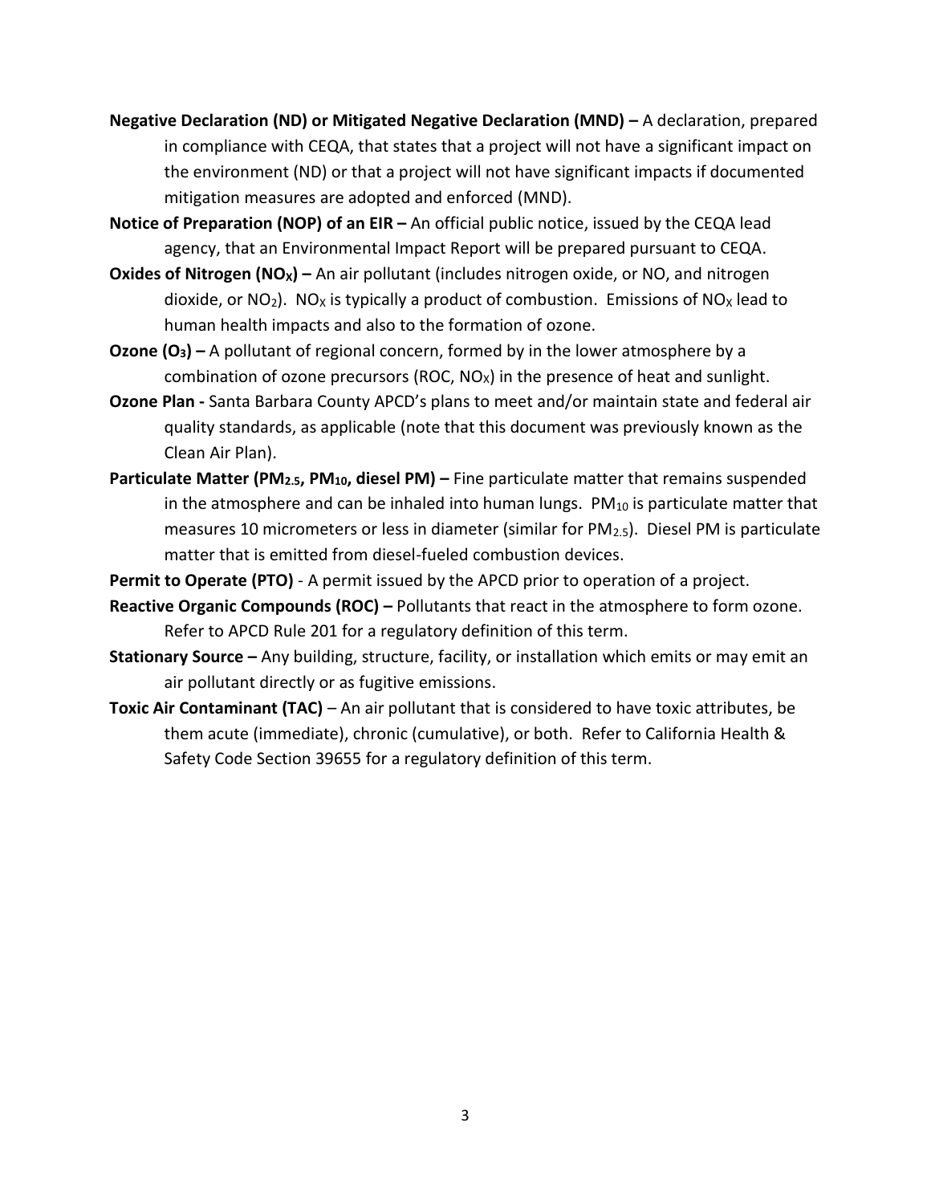**Negative Declaration (ND) or Mitigated Negative Declaration (MND) –** A declaration, prepared in compliance with CEQA, that states that a project will not have a significant impact on the environment (ND) or that a project will not have significant impacts if documented mitigation measures are adopted and enforced (MND).

**Notice of Preparation (NOP) of an EIR –** An official public notice, issued by the CEQA lead agency, that an Environmental Impact Report will be prepared pursuant to CEQA.

**Oxides of Nitrogen ($NO_X$) –** An air pollutant (includes nitrogen oxide, or NO, and nitrogen dioxide, or $NO_2$). $NO_X$ is typically a product of combustion. Emissions of $NO_X$ lead to human health impacts and also to the formation of ozone.

**Ozone ($O_3$) –** A pollutant of regional concern, formed by in the lower atmosphere by a combination of ozone precursors (ROC, $NO_X$) in the presence of heat and sunlight.

**Ozone Plan -** Santa Barbara County APCD's plans to meet and/or maintain state and federal air quality standards, as applicable (note that this document was previously known as the Clean Air Plan).

**Particulate Matter ($PM_{2.5}$, $PM_{10}$, diesel PM) –** Fine particulate matter that remains suspended in the atmosphere and can be inhaled into human lungs. $PM_{10}$ is particulate matter that measures 10 micrometers or less in diameter (similar for $PM_{2.5}$). Diesel PM is particulate matter that is emitted from diesel-fueled combustion devices.

**Permit to Operate (PTO)** - A permit issued by the APCD prior to operation of a project.

**Reactive Organic Compounds (ROC) –** Pollutants that react in the atmosphere to form ozone. Refer to APCD Rule 201 for a regulatory definition of this term.

**Stationary Source –** Any building, structure, facility, or installation which emits or may emit an air pollutant directly or as fugitive emissions.

**Toxic Air Contaminant (TAC)** – An air pollutant that is considered to have toxic attributes, be them acute (immediate), chronic (cumulative), or both. Refer to California Health & Safety Code Section 39655 for a regulatory definition of this term.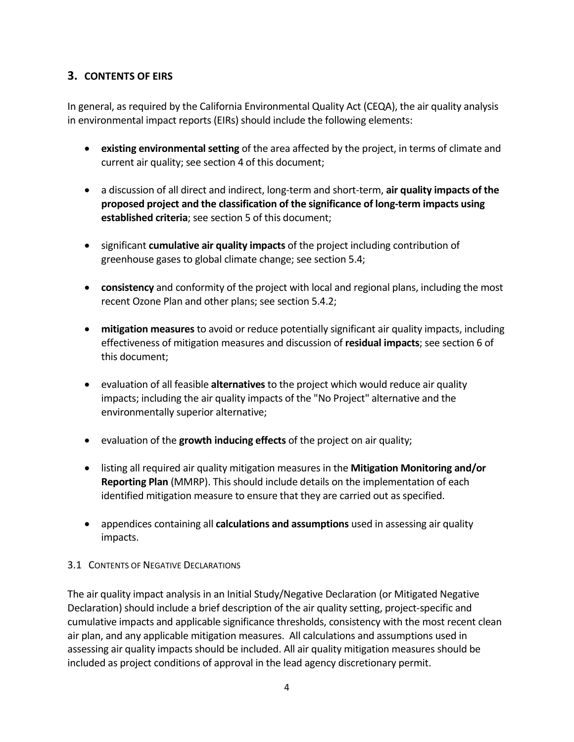## 3. CONTENTS OF EIRS

In general, as required by the California Environmental Quality Act (CEQA), the air quality analysis in environmental impact reports (EIRs) should include the following elements:

- **existing environmental setting** of the area affected by the project, in terms of climate and current air quality; see section 4 of this document;
- a discussion of all direct and indirect, long-term and short-term, **air quality impacts of the proposed project and the classification of the significance of long-term impacts using established criteria**; see section 5 of this document;
- significant **cumulative air quality impacts** of the project including contribution of greenhouse gases to global climate change; see section 5.4;
- **consistency** and conformity of the project with local and regional plans, including the most recent Ozone Plan and other plans; see section 5.4.2;
- **mitigation measures** to avoid or reduce potentially significant air quality impacts, including effectiveness of mitigation measures and discussion of **residual impacts**; see section 6 of this document;
- evaluation of all feasible **alternatives** to the project which would reduce air quality impacts; including the air quality impacts of the "No Project" alternative and the environmentally superior alternative;
- evaluation of the **growth inducing effects** of the project on air quality;
- listing all required air quality mitigation measures in the **Mitigation Monitoring and/or Reporting Plan** (MMRP). This should include details on the implementation of each identified mitigation measure to ensure that they are carried out as specified.
- appendices containing all **calculations and assumptions** used in assessing air quality impacts.

### 3.1 CONTENTS OF NEGATIVE DECLARATIONS

The air quality impact analysis in an Initial Study/Negative Declaration (or Mitigated Negative Declaration) should include a brief description of the air quality setting, project-specific and cumulative impacts and applicable significance thresholds, consistency with the most recent clean air plan, and any applicable mitigation measures. All calculations and assumptions used in assessing air quality impacts should be included. All air quality mitigation measures should be included as project conditions of approval in the lead agency discretionary permit.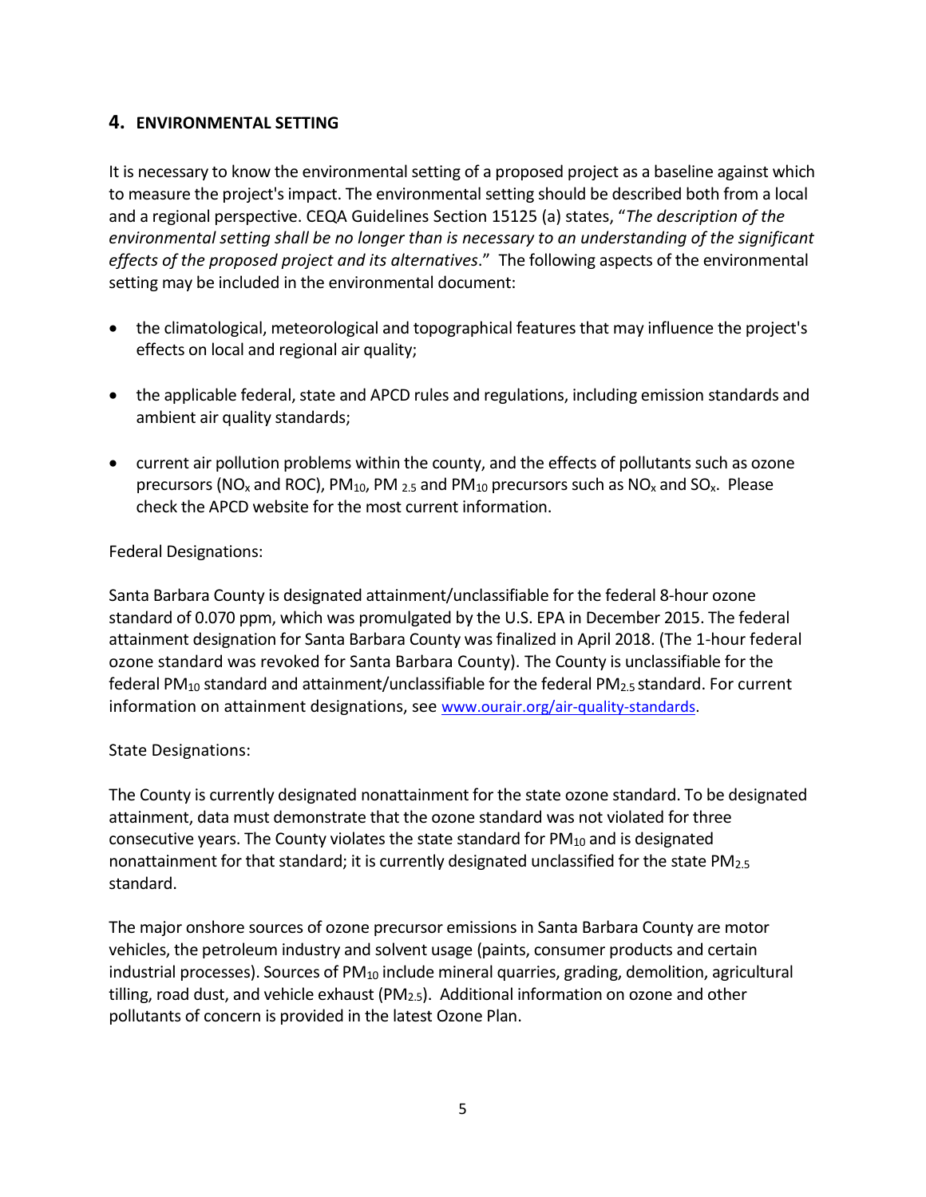## 4. ENVIRONMENTAL SETTING

It is necessary to know the environmental setting of a proposed project as a baseline against which to measure the project's impact. The environmental setting should be described both from a local and a regional perspective. CEQA Guidelines Section 15125 (a) states, "*The description of the environmental setting shall be no longer than is necessary to an understanding of the significant effects of the proposed project and its alternatives*." The following aspects of the environmental setting may be included in the environmental document:

- the climatological, meteorological and topographical features that may influence the project's effects on local and regional air quality;
- the applicable federal, state and APCD rules and regulations, including emission standards and ambient air quality standards;
- current air pollution problems within the county, and the effects of pollutants such as ozone precursors ($NO_x$ and ROC), $PM_{10}$, $PM_{2.5}$ and $PM_{10}$ precursors such as $NO_x$ and $SO_x$. Please check the APCD website for the most current information.

Federal Designations:

Santa Barbara County is designated attainment/unclassifiable for the federal 8-hour ozone standard of 0.070 ppm, which was promulgated by the U.S. EPA in December 2015. The federal attainment designation for Santa Barbara County was finalized in April 2018. (The 1-hour federal ozone standard was revoked for Santa Barbara County). The County is unclassifiable for the federal $PM_{10}$ standard and attainment/unclassifiable for the federal $PM_{2.5}$ standard. For current information on attainment designations, see www.ourair.org/air-quality-standards.

State Designations:

The County is currently designated nonattainment for the state ozone standard. To be designated attainment, data must demonstrate that the ozone standard was not violated for three consecutive years. The County violates the state standard for $PM_{10}$ and is designated nonattainment for that standard; it is currently designated unclassified for the state $PM_{2.5}$ standard.

The major onshore sources of ozone precursor emissions in Santa Barbara County are motor vehicles, the petroleum industry and solvent usage (paints, consumer products and certain industrial processes). Sources of $PM_{10}$ include mineral quarries, grading, demolition, agricultural tilling, road dust, and vehicle exhaust ($PM_{2.5}$). Additional information on ozone and other pollutants of concern is provided in the latest Ozone Plan.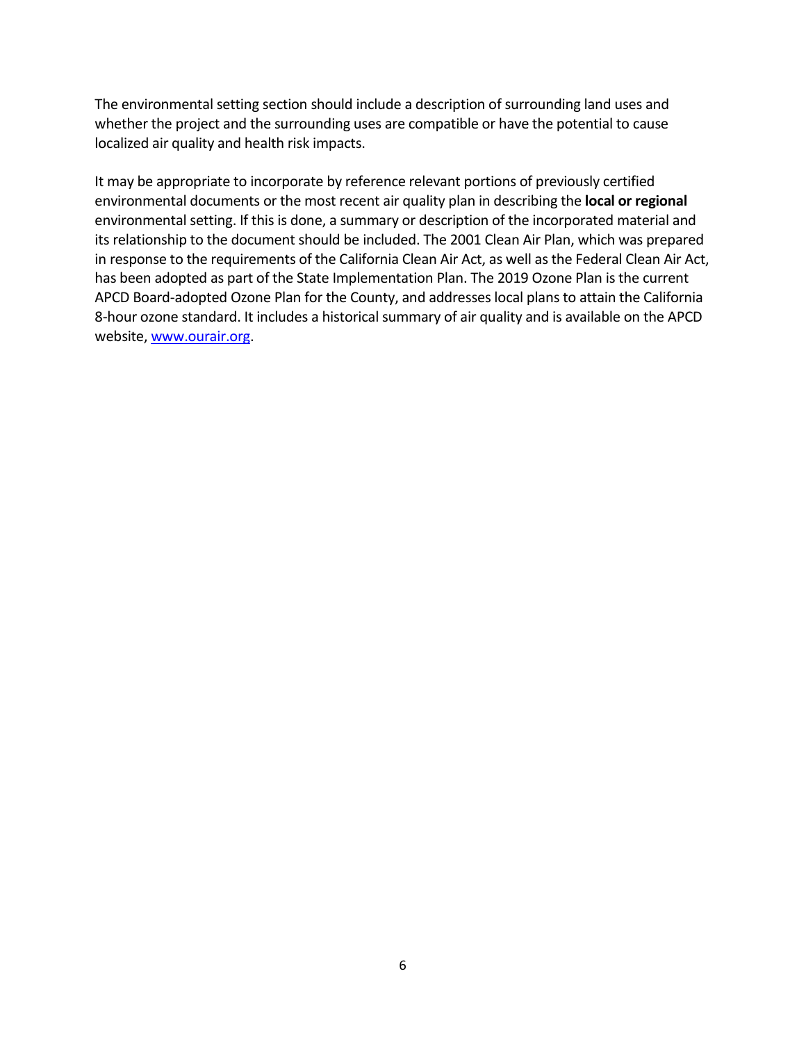The environmental setting section should include a description of surrounding land uses and whether the project and the surrounding uses are compatible or have the potential to cause localized air quality and health risk impacts.

It may be appropriate to incorporate by reference relevant portions of previously certified environmental documents or the most recent air quality plan in describing the **local or regional** environmental setting. If this is done, a summary or description of the incorporated material and its relationship to the document should be included. The 2001 Clean Air Plan, which was prepared in response to the requirements of the California Clean Air Act, as well as the Federal Clean Air Act, has been adopted as part of the State Implementation Plan. The 2019 Ozone Plan is the current APCD Board-adopted Ozone Plan for the County, and addresses local plans to attain the California 8-hour ozone standard. It includes a historical summary of air quality and is available on the APCD website, [www.ourair.org](http://www.ourair.org).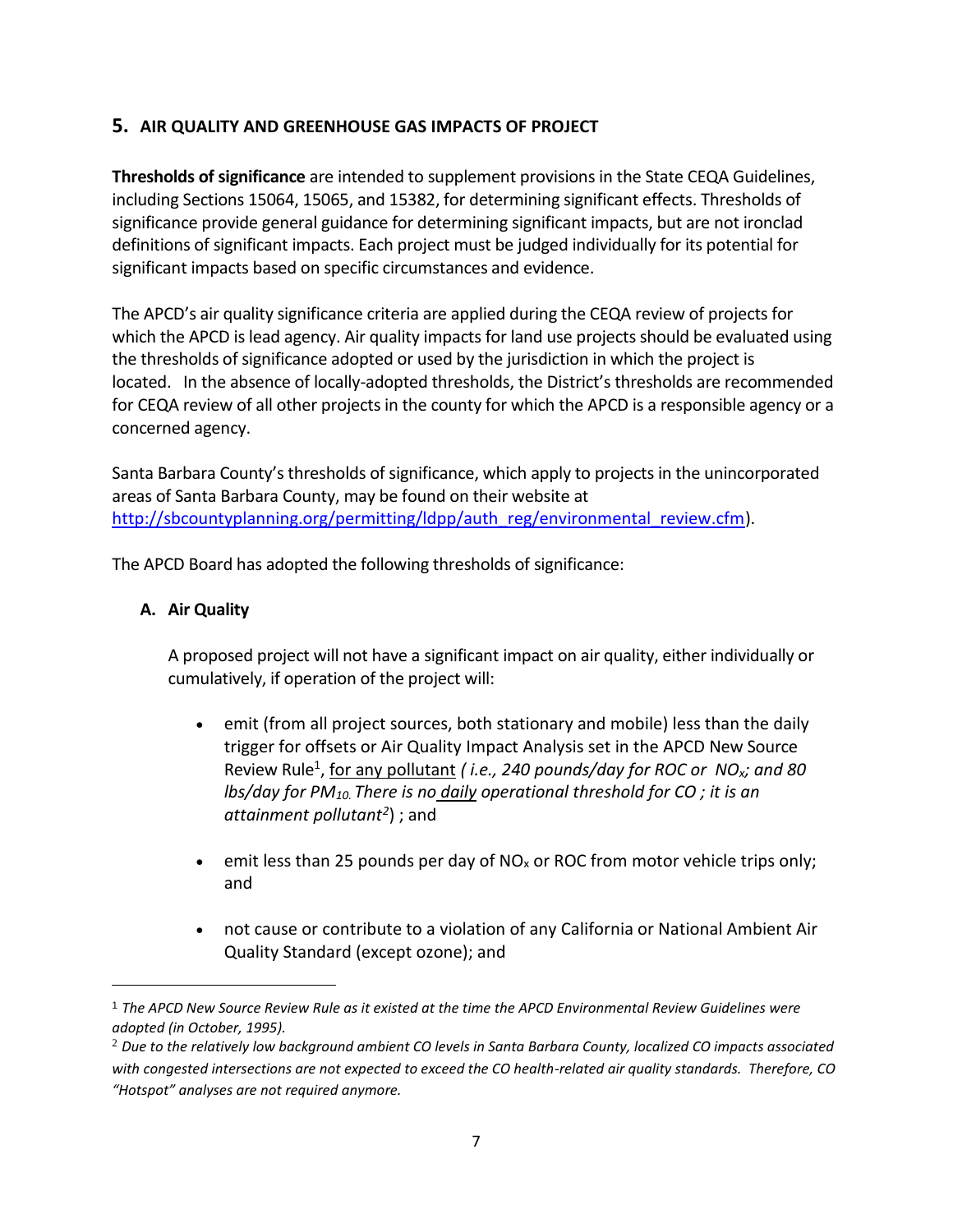## 5. AIR QUALITY AND GREENHOUSE GAS IMPACTS OF PROJECT

**Thresholds of significance** are intended to supplement provisions in the State CEQA Guidelines, including Sections 15064, 15065, and 15382, for determining significant effects. Thresholds of significance provide general guidance for determining significant impacts, but are not ironclad definitions of significant impacts. Each project must be judged individually for its potential for significant impacts based on specific circumstances and evidence.

The APCD's air quality significance criteria are applied during the CEQA review of projects for which the APCD is lead agency. Air quality impacts for land use projects should be evaluated using the thresholds of significance adopted or used by the jurisdiction in which the project is located. In the absence of locally-adopted thresholds, the District's thresholds are recommended for CEQA review of all other projects in the county for which the APCD is a responsible agency or a concerned agency.

Santa Barbara County's thresholds of significance, which apply to projects in the unincorporated areas of Santa Barbara County, may be found on their website at http://sbcountyplanning.org/permitting/ldpp/auth_reg/environmental_review.cfm).

The APCD Board has adopted the following thresholds of significance:

### A. Air Quality

A proposed project will not have a significant impact on air quality, either individually or cumulatively, if operation of the project will:

- emit (from all project sources, both stationary and mobile) less than the daily trigger for offsets or Air Quality Impact Analysis set in the APCD New Source Review Rule[1], <u>for any pollutant</u> *( i.e., 240 pounds/day for ROC or $NO_x$; and 80 lbs/day for $PM_{10}$. There is no <u>daily</u> operational threshold for CO ; it is an attainment pollutant[2]*) ; and
- emit less than 25 pounds per day of $NO_x$ or ROC from motor vehicle trips only; and
- not cause or contribute to a violation of any California or National Ambient Air Quality Standard (except ozone); and

---

[1] *The APCD New Source Review Rule as it existed at the time the APCD Environmental Review Guidelines were adopted (in October, 1995).*

[2] *Due to the relatively low background ambient CO levels in Santa Barbara County, localized CO impacts associated with congested intersections are not expected to exceed the CO health-related air quality standards. Therefore, CO "Hotspot" analyses are not required anymore.*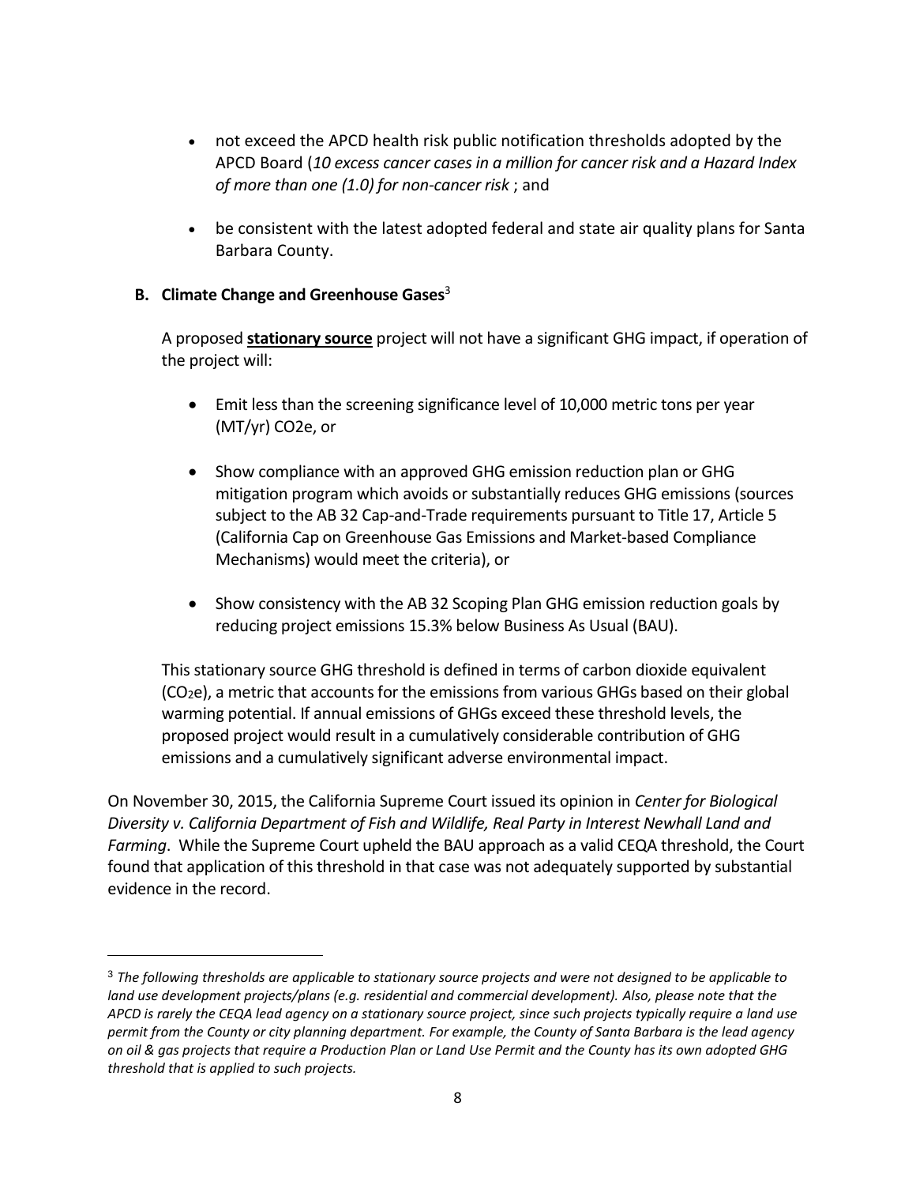- not exceed the APCD health risk public notification thresholds adopted by the APCD Board (*10 excess cancer cases in a million for cancer risk and a Hazard Index of more than one (1.0) for non-cancer risk* ; and
- be consistent with the latest adopted federal and state air quality plans for Santa Barbara County.

### B. Climate Change and Greenhouse Gases[3]

A proposed **stationary source** project will not have a significant GHG impact, if operation of the project will:

- Emit less than the screening significance level of 10,000 metric tons per year (MT/yr) CO2e, or
- Show compliance with an approved GHG emission reduction plan or GHG mitigation program which avoids or substantially reduces GHG emissions (sources subject to the AB 32 Cap-and-Trade requirements pursuant to Title 17, Article 5 (California Cap on Greenhouse Gas Emissions and Market-based Compliance Mechanisms) would meet the criteria), or
- Show consistency with the AB 32 Scoping Plan GHG emission reduction goals by reducing project emissions 15.3% below Business As Usual (BAU).

This stationary source GHG threshold is defined in terms of carbon dioxide equivalent ($CO_2e$), a metric that accounts for the emissions from various GHGs based on their global warming potential. If annual emissions of GHGs exceed these threshold levels, the proposed project would result in a cumulatively considerable contribution of GHG emissions and a cumulatively significant adverse environmental impact.

On November 30, 2015, the California Supreme Court issued its opinion in *Center for Biological Diversity v. California Department of Fish and Wildlife, Real Party in Interest Newhall Land and Farming*. While the Supreme Court upheld the BAU approach as a valid CEQA threshold, the Court found that application of this threshold in that case was not adequately supported by substantial evidence in the record.

---

[3] *The following thresholds are applicable to stationary source projects and were not designed to be applicable to land use development projects/plans (e.g. residential and commercial development). Also, please note that the APCD is rarely the CEQA lead agency on a stationary source project, since such projects typically require a land use permit from the County or city planning department. For example, the County of Santa Barbara is the lead agency on oil & gas projects that require a Production Plan or Land Use Permit and the County has its own adopted GHG threshold that is applied to such projects.*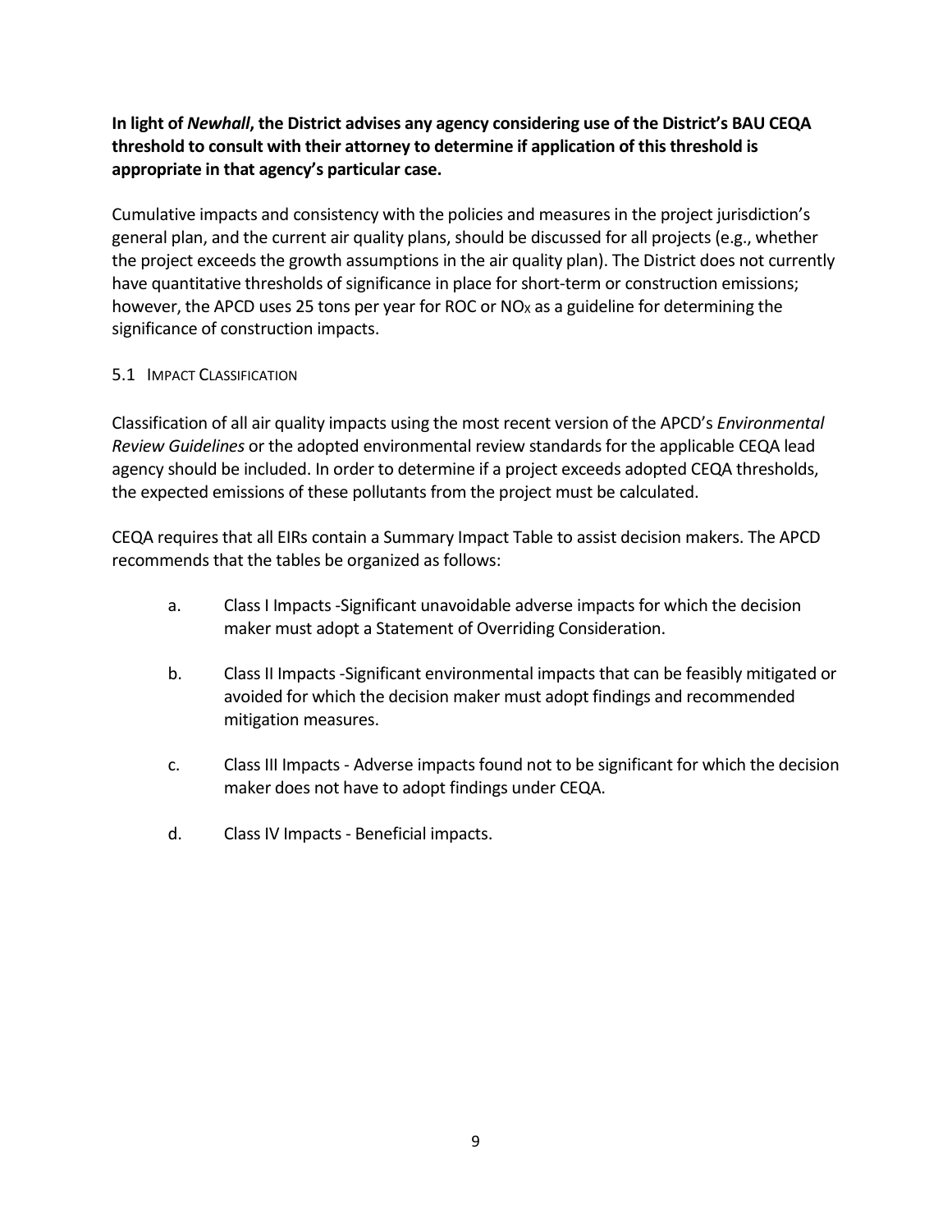**In light of *Newhall*, the District advises any agency considering use of the District's BAU CEQA threshold to consult with their attorney to determine if application of this threshold is appropriate in that agency's particular case.**

Cumulative impacts and consistency with the policies and measures in the project jurisdiction's general plan, and the current air quality plans, should be discussed for all projects (e.g., whether the project exceeds the growth assumptions in the air quality plan). The District does not currently have quantitative thresholds of significance in place for short-term or construction emissions; however, the APCD uses 25 tons per year for ROC or $NO_X$ as a guideline for determining the significance of construction impacts.

### 5.1 Impact Classification

Classification of all air quality impacts using the most recent version of the APCD's *Environmental Review Guidelines* or the adopted environmental review standards for the applicable CEQA lead agency should be included. In order to determine if a project exceeds adopted CEQA thresholds, the expected emissions of these pollutants from the project must be calculated.

CEQA requires that all EIRs contain a Summary Impact Table to assist decision makers. The APCD recommends that the tables be organized as follows:

a. Class I Impacts -Significant unavoidable adverse impacts for which the decision maker must adopt a Statement of Overriding Consideration.

b. Class II Impacts -Significant environmental impacts that can be feasibly mitigated or avoided for which the decision maker must adopt findings and recommended mitigation measures.

c. Class III Impacts - Adverse impacts found not to be significant for which the decision maker does not have to adopt findings under CEQA.

d. Class IV Impacts - Beneficial impacts.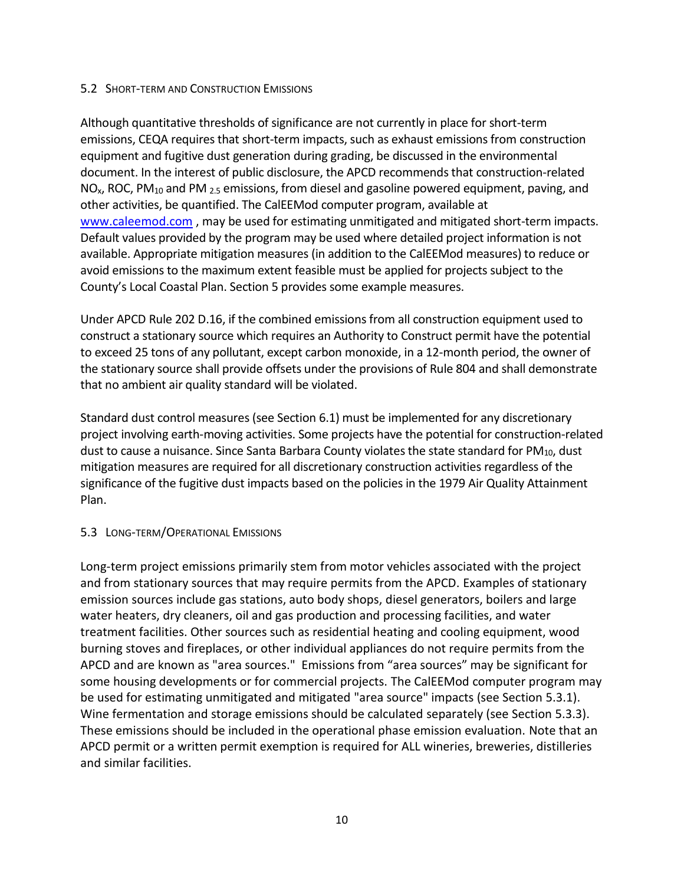### 5.2 Short-term and Construction Emissions

Although quantitative thresholds of significance are not currently in place for short-term emissions, CEQA requires that short-term impacts, such as exhaust emissions from construction equipment and fugitive dust generation during grading, be discussed in the environmental document. In the interest of public disclosure, the APCD recommends that construction-related $NO_x$, ROC, $PM_{10}$ and $PM_{2.5}$ emissions, from diesel and gasoline powered equipment, paving, and other activities, be quantified. The CalEEMod computer program, available at [www.caleemod.com](http://www.caleemod.com) , may be used for estimating unmitigated and mitigated short-term impacts. Default values provided by the program may be used where detailed project information is not available. Appropriate mitigation measures (in addition to the CalEEMod measures) to reduce or avoid emissions to the maximum extent feasible must be applied for projects subject to the County's Local Coastal Plan. Section 5 provides some example measures.

Under APCD Rule 202 D.16, if the combined emissions from all construction equipment used to construct a stationary source which requires an Authority to Construct permit have the potential to exceed 25 tons of any pollutant, except carbon monoxide, in a 12-month period, the owner of the stationary source shall provide offsets under the provisions of Rule 804 and shall demonstrate that no ambient air quality standard will be violated.

Standard dust control measures (see Section 6.1) must be implemented for any discretionary project involving earth-moving activities. Some projects have the potential for construction-related dust to cause a nuisance. Since Santa Barbara County violates the state standard for $PM_{10}$, dust mitigation measures are required for all discretionary construction activities regardless of the significance of the fugitive dust impacts based on the policies in the 1979 Air Quality Attainment Plan.

### 5.3 Long-term/Operational Emissions

Long-term project emissions primarily stem from motor vehicles associated with the project and from stationary sources that may require permits from the APCD. Examples of stationary emission sources include gas stations, auto body shops, diesel generators, boilers and large water heaters, dry cleaners, oil and gas production and processing facilities, and water treatment facilities. Other sources such as residential heating and cooling equipment, wood burning stoves and fireplaces, or other individual appliances do not require permits from the APCD and are known as "area sources." Emissions from "area sources" may be significant for some housing developments or for commercial projects. The CalEEMod computer program may be used for estimating unmitigated and mitigated "area source" impacts (see Section 5.3.1). Wine fermentation and storage emissions should be calculated separately (see Section 5.3.3). These emissions should be included in the operational phase emission evaluation. Note that an APCD permit or a written permit exemption is required for ALL wineries, breweries, distilleries and similar facilities.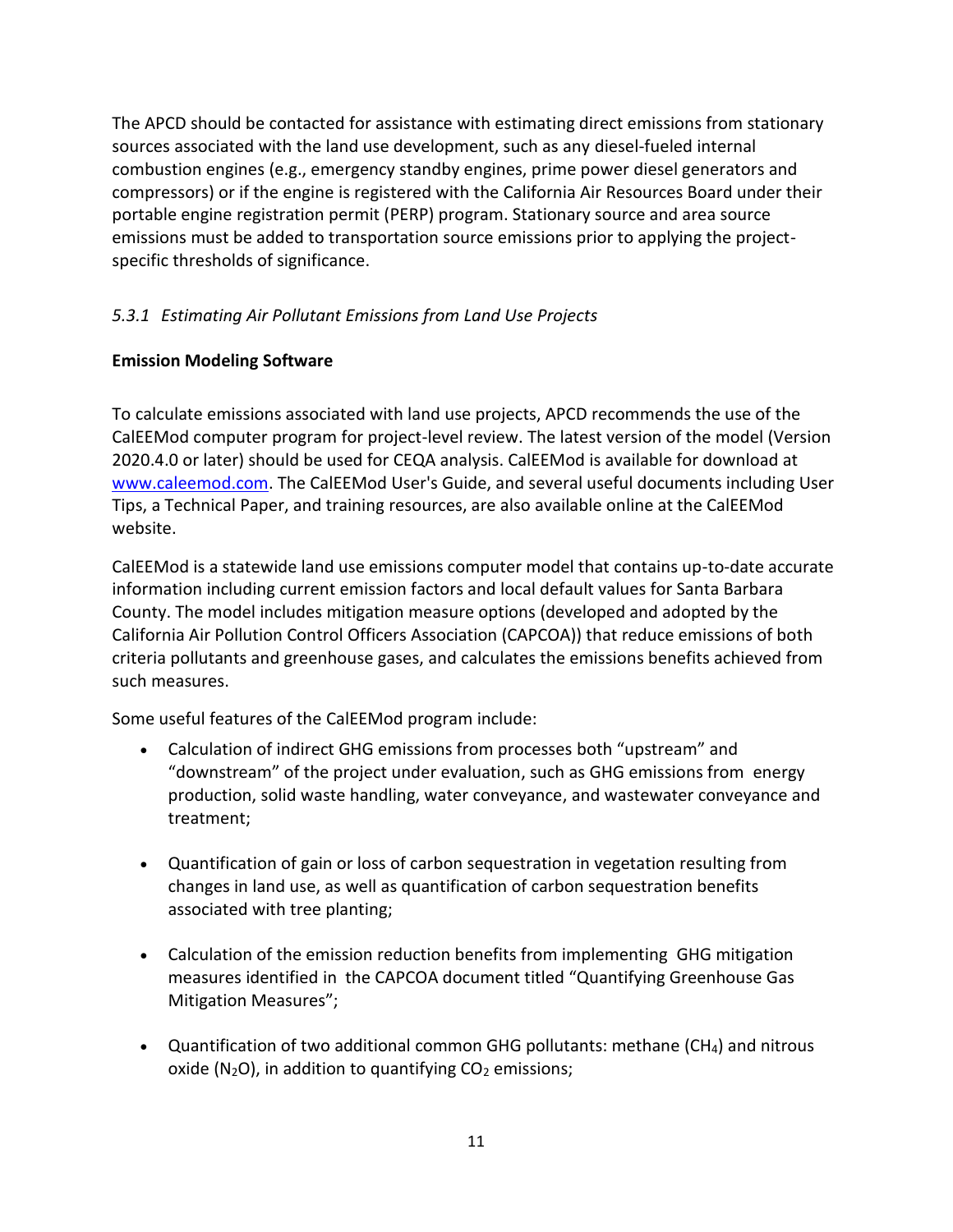The APCD should be contacted for assistance with estimating direct emissions from stationary sources associated with the land use development, such as any diesel-fueled internal combustion engines (e.g., emergency standby engines, prime power diesel generators and compressors) or if the engine is registered with the California Air Resources Board under their portable engine registration permit (PERP) program. Stationary source and area source emissions must be added to transportation source emissions prior to applying the project-specific thresholds of significance.

### *5.3.1 Estimating Air Pollutant Emissions from Land Use Projects*

**Emission Modeling Software**

To calculate emissions associated with land use projects, APCD recommends the use of the CalEEMod computer program for project-level review. The latest version of the model (Version 2020.4.0 or later) should be used for CEQA analysis. CalEEMod is available for download at [www.caleemod.com](www.caleemod.com). The CalEEMod User's Guide, and several useful documents including User Tips, a Technical Paper, and training resources, are also available online at the CalEEMod website.

CalEEMod is a statewide land use emissions computer model that contains up-to-date accurate information including current emission factors and local default values for Santa Barbara County. The model includes mitigation measure options (developed and adopted by the California Air Pollution Control Officers Association (CAPCOA)) that reduce emissions of both criteria pollutants and greenhouse gases, and calculates the emissions benefits achieved from such measures.

Some useful features of the CalEEMod program include:

- Calculation of indirect GHG emissions from processes both “upstream” and “downstream” of the project under evaluation, such as GHG emissions from energy production, solid waste handling, water conveyance, and wastewater conveyance and treatment;
- Quantification of gain or loss of carbon sequestration in vegetation resulting from changes in land use, as well as quantification of carbon sequestration benefits associated with tree planting;
- Calculation of the emission reduction benefits from implementing GHG mitigation measures identified in the CAPCOA document titled “Quantifying Greenhouse Gas Mitigation Measures”;
- Quantification of two additional common GHG pollutants: methane ($CH_4$) and nitrous oxide ($N_2O$), in addition to quantifying $CO_2$ emissions;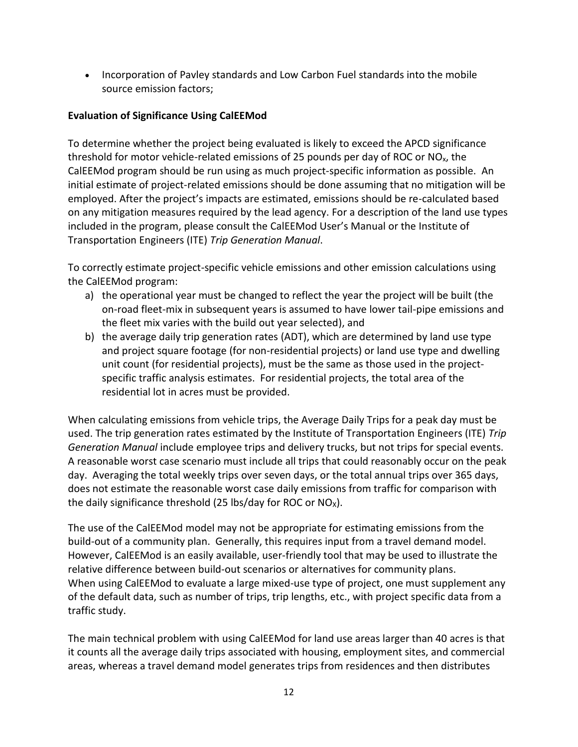- Incorporation of Pavley standards and Low Carbon Fuel standards into the mobile source emission factors;

**Evaluation of Significance Using CalEEMod**

To determine whether the project being evaluated is likely to exceed the APCD significance threshold for motor vehicle-related emissions of 25 pounds per day of ROC or $NO_x$, the CalEEMod program should be run using as much project-specific information as possible. An initial estimate of project-related emissions should be done assuming that no mitigation will be employed. After the project's impacts are estimated, emissions should be re-calculated based on any mitigation measures required by the lead agency. For a description of the land use types included in the program, please consult the CalEEMod User's Manual or the Institute of Transportation Engineers (ITE) *Trip Generation Manual*.

To correctly estimate project-specific vehicle emissions and other emission calculations using the CalEEMod program:

a) the operational year must be changed to reflect the year the project will be built (the on-road fleet-mix in subsequent years is assumed to have lower tail-pipe emissions and the fleet mix varies with the build out year selected), and
b) the average daily trip generation rates (ADT), which are determined by land use type and project square footage (for non-residential projects) or land use type and dwelling unit count (for residential projects), must be the same as those used in the project-specific traffic analysis estimates. For residential projects, the total area of the residential lot in acres must be provided.

When calculating emissions from vehicle trips, the Average Daily Trips for a peak day must be used. The trip generation rates estimated by the Institute of Transportation Engineers (ITE) *Trip Generation Manual* include employee trips and delivery trucks, but not trips for special events. A reasonable worst case scenario must include all trips that could reasonably occur on the peak day. Averaging the total weekly trips over seven days, or the total annual trips over 365 days, does not estimate the reasonable worst case daily emissions from traffic for comparison with the daily significance threshold (25 lbs/day for ROC or $NO_X$).

The use of the CalEEMod model may not be appropriate for estimating emissions from the build-out of a community plan. Generally, this requires input from a travel demand model. However, CalEEMod is an easily available, user-friendly tool that may be used to illustrate the relative difference between build-out scenarios or alternatives for community plans. When using CalEEMod to evaluate a large mixed-use type of project, one must supplement any of the default data, such as number of trips, trip lengths, etc., with project specific data from a traffic study.

The main technical problem with using CalEEMod for land use areas larger than 40 acres is that it counts all the average daily trips associated with housing, employment sites, and commercial areas, whereas a travel demand model generates trips from residences and then distributes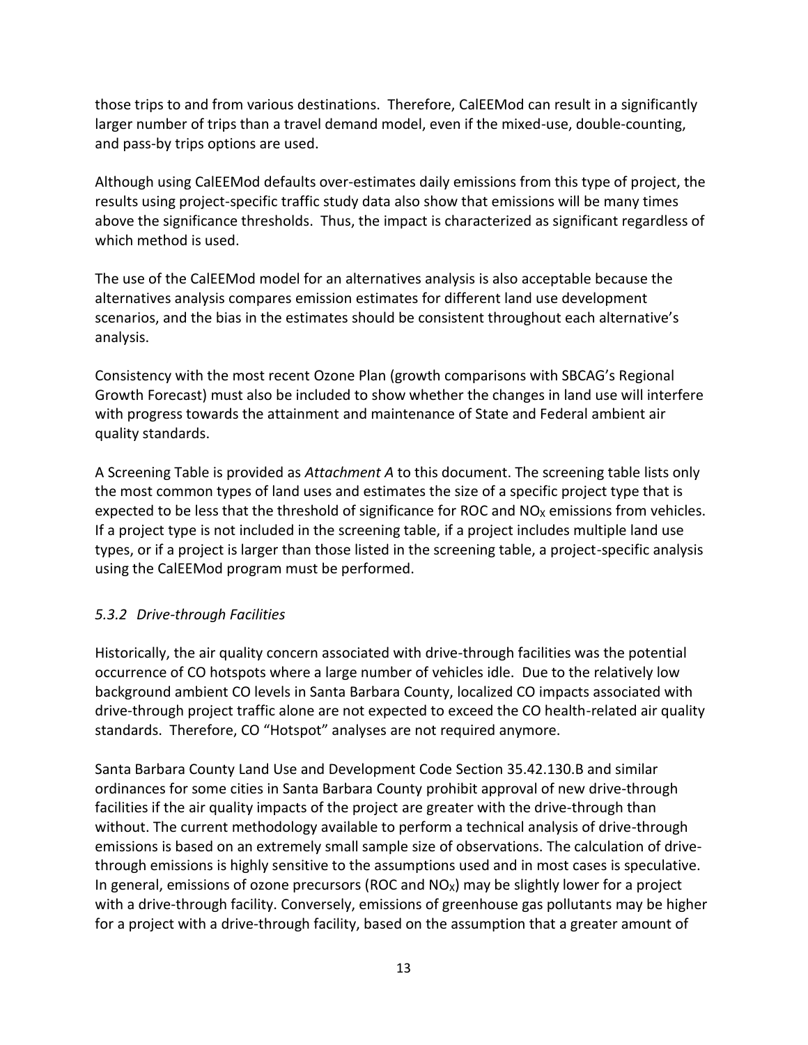those trips to and from various destinations. Therefore, CalEEMod can result in a significantly larger number of trips than a travel demand model, even if the mixed-use, double-counting, and pass-by trips options are used.

Although using CalEEMod defaults over-estimates daily emissions from this type of project, the results using project-specific traffic study data also show that emissions will be many times above the significance thresholds. Thus, the impact is characterized as significant regardless of which method is used.

The use of the CalEEMod model for an alternatives analysis is also acceptable because the alternatives analysis compares emission estimates for different land use development scenarios, and the bias in the estimates should be consistent throughout each alternative's analysis.

Consistency with the most recent Ozone Plan (growth comparisons with SBCAG's Regional Growth Forecast) must also be included to show whether the changes in land use will interfere with progress towards the attainment and maintenance of State and Federal ambient air quality standards.

A Screening Table is provided as *Attachment A* to this document. The screening table lists only the most common types of land uses and estimates the size of a specific project type that is expected to be less that the threshold of significance for ROC and $NO_X$ emissions from vehicles. If a project type is not included in the screening table, if a project includes multiple land use types, or if a project is larger than those listed in the screening table, a project-specific analysis using the CalEEMod program must be performed.

### *5.3.2 Drive-through Facilities*

Historically, the air quality concern associated with drive-through facilities was the potential occurrence of CO hotspots where a large number of vehicles idle. Due to the relatively low background ambient CO levels in Santa Barbara County, localized CO impacts associated with drive-through project traffic alone are not expected to exceed the CO health-related air quality standards. Therefore, CO "Hotspot" analyses are not required anymore.

Santa Barbara County Land Use and Development Code Section 35.42.130.B and similar ordinances for some cities in Santa Barbara County prohibit approval of new drive-through facilities if the air quality impacts of the project are greater with the drive-through than without. The current methodology available to perform a technical analysis of drive-through emissions is based on an extremely small sample size of observations. The calculation of drive-through emissions is highly sensitive to the assumptions used and in most cases is speculative. In general, emissions of ozone precursors (ROC and $NO_X$) may be slightly lower for a project with a drive-through facility. Conversely, emissions of greenhouse gas pollutants may be higher for a project with a drive-through facility, based on the assumption that a greater amount of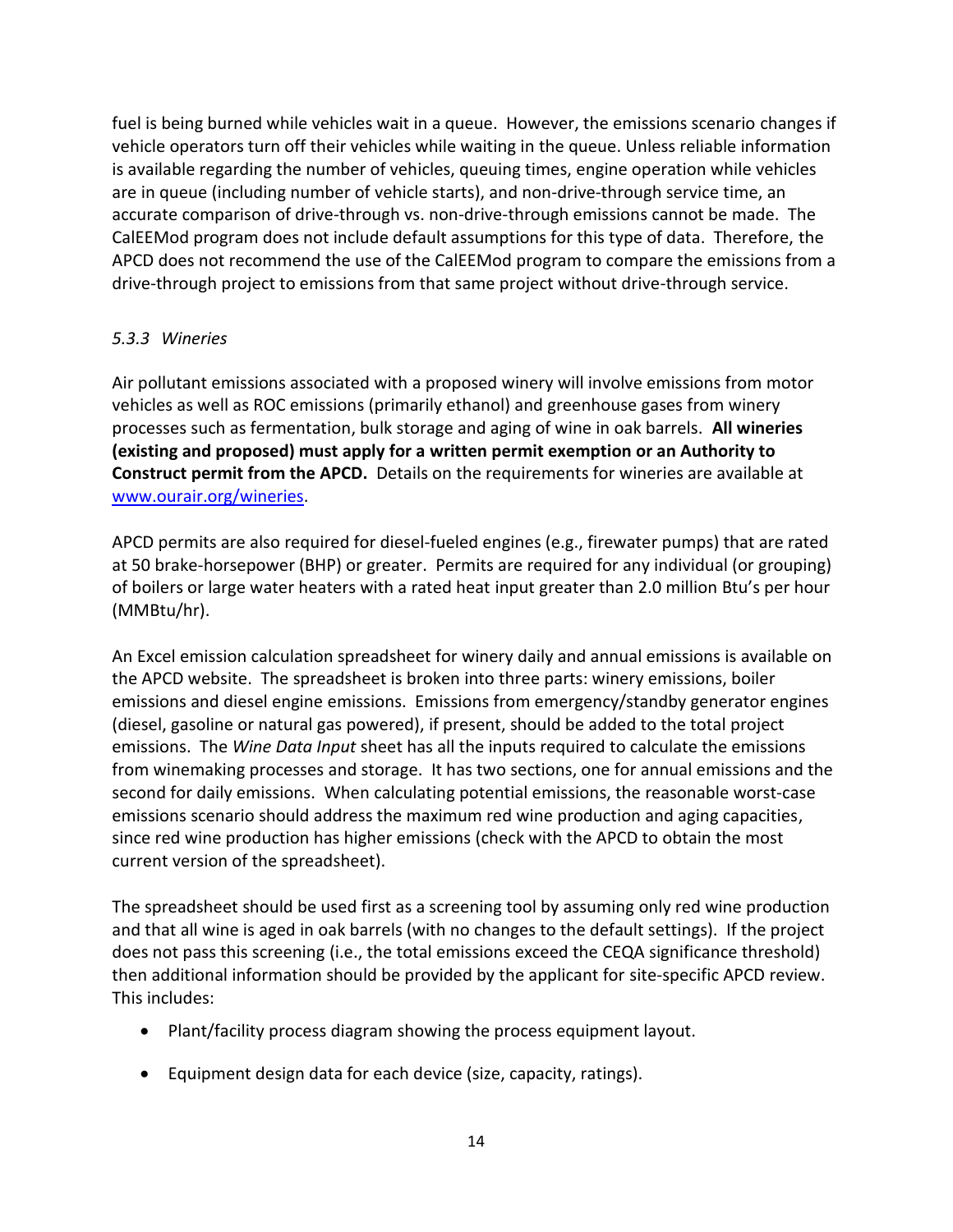fuel is being burned while vehicles wait in a queue. However, the emissions scenario changes if vehicle operators turn off their vehicles while waiting in the queue. Unless reliable information is available regarding the number of vehicles, queuing times, engine operation while vehicles are in queue (including number of vehicle starts), and non-drive-through service time, an accurate comparison of drive-through vs. non-drive-through emissions cannot be made. The CalEEMod program does not include default assumptions for this type of data. Therefore, the APCD does not recommend the use of the CalEEMod program to compare the emissions from a drive-through project to emissions from that same project without drive-through service.

### *5.3.3 Wineries*

Air pollutant emissions associated with a proposed winery will involve emissions from motor vehicles as well as ROC emissions (primarily ethanol) and greenhouse gases from winery processes such as fermentation, bulk storage and aging of wine in oak barrels. **All wineries (existing and proposed) must apply for a written permit exemption or an Authority to Construct permit from the APCD.** Details on the requirements for wineries are available at [www.ourair.org/wineries](www.ourair.org/wineries).

APCD permits are also required for diesel-fueled engines (e.g., firewater pumps) that are rated at 50 brake-horsepower (BHP) or greater. Permits are required for any individual (or grouping) of boilers or large water heaters with a rated heat input greater than 2.0 million Btu's per hour (MMBtu/hr).

An Excel emission calculation spreadsheet for winery daily and annual emissions is available on the APCD website. The spreadsheet is broken into three parts: winery emissions, boiler emissions and diesel engine emissions. Emissions from emergency/standby generator engines (diesel, gasoline or natural gas powered), if present, should be added to the total project emissions. The *Wine Data Input* sheet has all the inputs required to calculate the emissions from winemaking processes and storage. It has two sections, one for annual emissions and the second for daily emissions. When calculating potential emissions, the reasonable worst-case emissions scenario should address the maximum red wine production and aging capacities, since red wine production has higher emissions (check with the APCD to obtain the most current version of the spreadsheet).

The spreadsheet should be used first as a screening tool by assuming only red wine production and that all wine is aged in oak barrels (with no changes to the default settings). If the project does not pass this screening (i.e., the total emissions exceed the CEQA significance threshold) then additional information should be provided by the applicant for site-specific APCD review. This includes:

- Plant/facility process diagram showing the process equipment layout.
- Equipment design data for each device (size, capacity, ratings).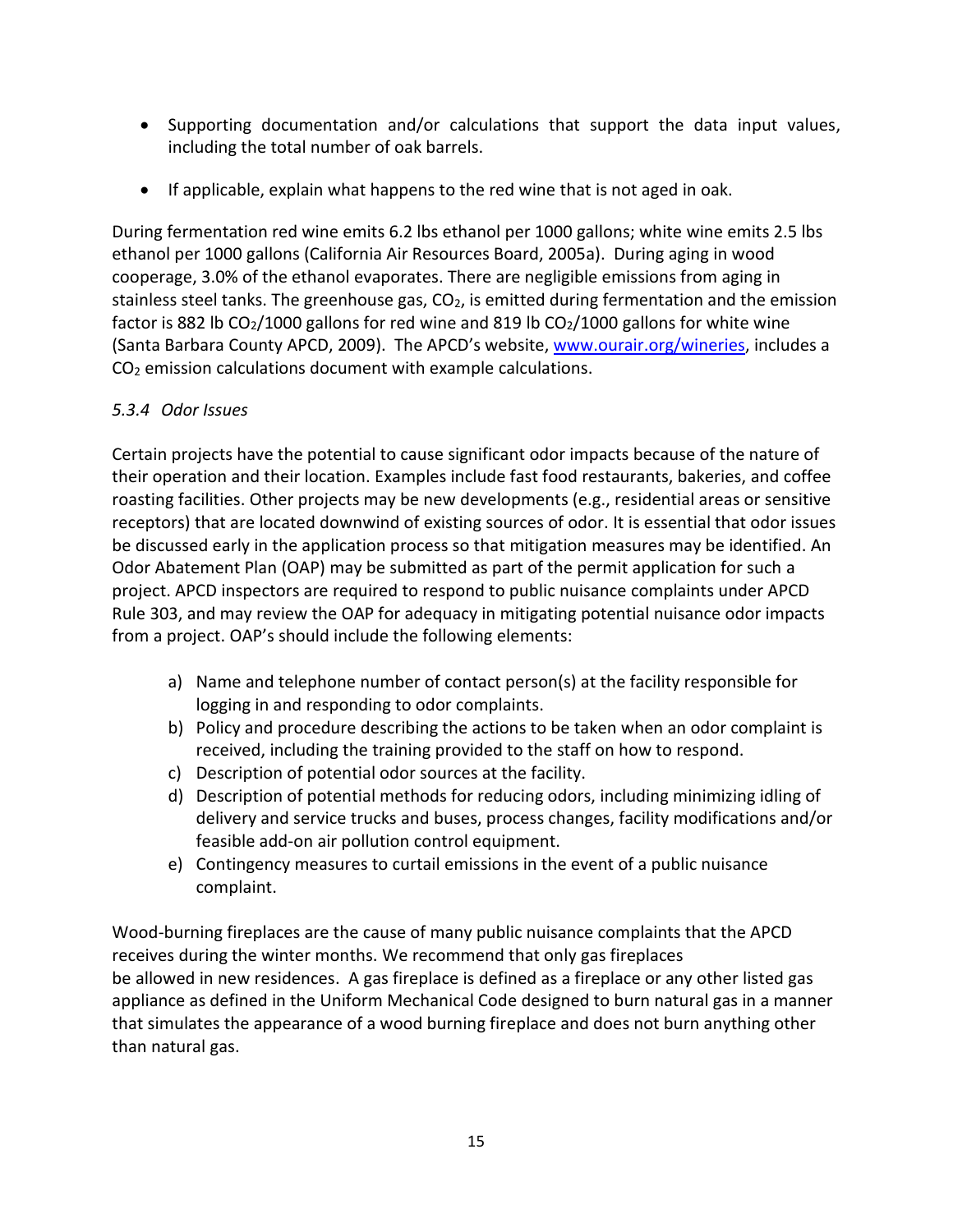- Supporting documentation and/or calculations that support the data input values, including the total number of oak barrels.
- If applicable, explain what happens to the red wine that is not aged in oak.

During fermentation red wine emits 6.2 lbs ethanol per 1000 gallons; white wine emits 2.5 lbs ethanol per 1000 gallons (California Air Resources Board, 2005a). During aging in wood cooperage, 3.0% of the ethanol evaporates. There are negligible emissions from aging in stainless steel tanks. The greenhouse gas, $CO_2$, is emitted during fermentation and the emission factor is 882 lb $CO_2$/1000 gallons for red wine and 819 lb $CO_2$/1000 gallons for white wine (Santa Barbara County APCD, 2009). The APCD's website, www.ourair.org/wineries, includes a $CO_2$ emission calculations document with example calculations.

### *5.3.4 Odor Issues*

Certain projects have the potential to cause significant odor impacts because of the nature of their operation and their location. Examples include fast food restaurants, bakeries, and coffee roasting facilities. Other projects may be new developments (e.g., residential areas or sensitive receptors) that are located downwind of existing sources of odor. It is essential that odor issues be discussed early in the application process so that mitigation measures may be identified. An Odor Abatement Plan (OAP) may be submitted as part of the permit application for such a project. APCD inspectors are required to respond to public nuisance complaints under APCD Rule 303, and may review the OAP for adequacy in mitigating potential nuisance odor impacts from a project. OAP's should include the following elements:

a) Name and telephone number of contact person(s) at the facility responsible for logging in and responding to odor complaints.
b) Policy and procedure describing the actions to be taken when an odor complaint is received, including the training provided to the staff on how to respond.
c) Description of potential odor sources at the facility.
d) Description of potential methods for reducing odors, including minimizing idling of delivery and service trucks and buses, process changes, facility modifications and/or feasible add-on air pollution control equipment.
e) Contingency measures to curtail emissions in the event of a public nuisance complaint.

Wood-burning fireplaces are the cause of many public nuisance complaints that the APCD receives during the winter months. We recommend that only gas fireplaces be allowed in new residences. A gas fireplace is defined as a fireplace or any other listed gas appliance as defined in the Uniform Mechanical Code designed to burn natural gas in a manner that simulates the appearance of a wood burning fireplace and does not burn anything other than natural gas.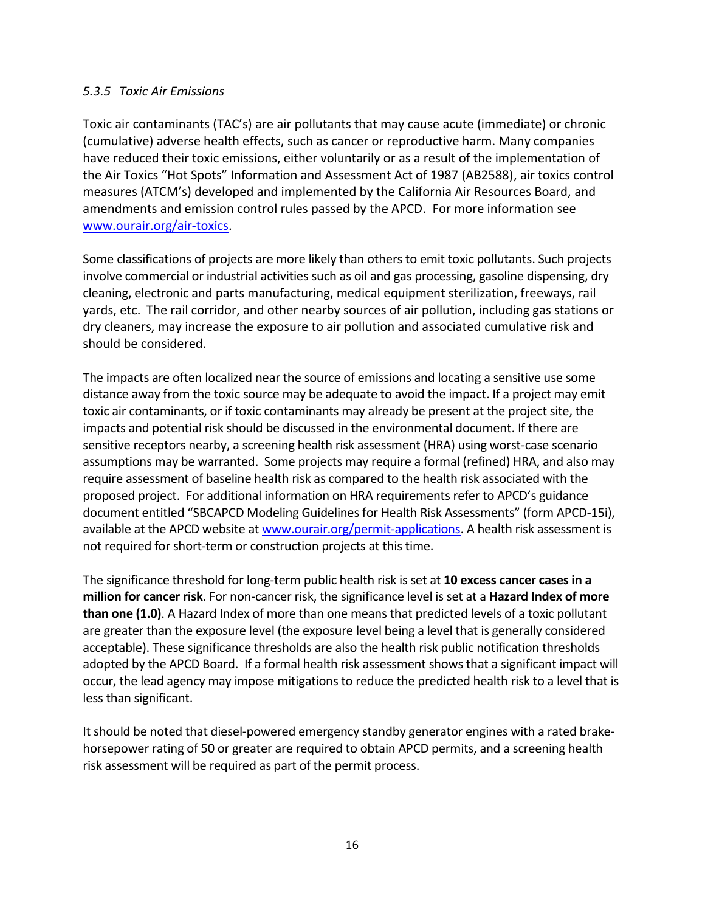### *5.3.5 Toxic Air Emissions*

Toxic air contaminants (TAC's) are air pollutants that may cause acute (immediate) or chronic (cumulative) adverse health effects, such as cancer or reproductive harm. Many companies have reduced their toxic emissions, either voluntarily or as a result of the implementation of the Air Toxics "Hot Spots" Information and Assessment Act of 1987 (AB2588), air toxics control measures (ATCM's) developed and implemented by the California Air Resources Board, and amendments and emission control rules passed by the APCD. For more information see [www.ourair.org/air-toxics](http://www.ourair.org/air-toxics).

Some classifications of projects are more likely than others to emit toxic pollutants. Such projects involve commercial or industrial activities such as oil and gas processing, gasoline dispensing, dry cleaning, electronic and parts manufacturing, medical equipment sterilization, freeways, rail yards, etc. The rail corridor, and other nearby sources of air pollution, including gas stations or dry cleaners, may increase the exposure to air pollution and associated cumulative risk and should be considered.

The impacts are often localized near the source of emissions and locating a sensitive use some distance away from the toxic source may be adequate to avoid the impact. If a project may emit toxic air contaminants, or if toxic contaminants may already be present at the project site, the impacts and potential risk should be discussed in the environmental document. If there are sensitive receptors nearby, a screening health risk assessment (HRA) using worst-case scenario assumptions may be warranted. Some projects may require a formal (refined) HRA, and also may require assessment of baseline health risk as compared to the health risk associated with the proposed project. For additional information on HRA requirements refer to APCD's guidance document entitled "SBCAPCD Modeling Guidelines for Health Risk Assessments" (form APCD-15i), available at the APCD website at [www.ourair.org/permit-applications](http://www.ourair.org/permit-applications). A health risk assessment is not required for short-term or construction projects at this time.

The significance threshold for long-term public health risk is set at **10 excess cancer cases in a million for cancer risk**. For non-cancer risk, the significance level is set at a **Hazard Index of more than one (1.0)**. A Hazard Index of more than one means that predicted levels of a toxic pollutant are greater than the exposure level (the exposure level being a level that is generally considered acceptable). These significance thresholds are also the health risk public notification thresholds adopted by the APCD Board. If a formal health risk assessment shows that a significant impact will occur, the lead agency may impose mitigations to reduce the predicted health risk to a level that is less than significant.

It should be noted that diesel-powered emergency standby generator engines with a rated brake-horsepower rating of 50 or greater are required to obtain APCD permits, and a screening health risk assessment will be required as part of the permit process.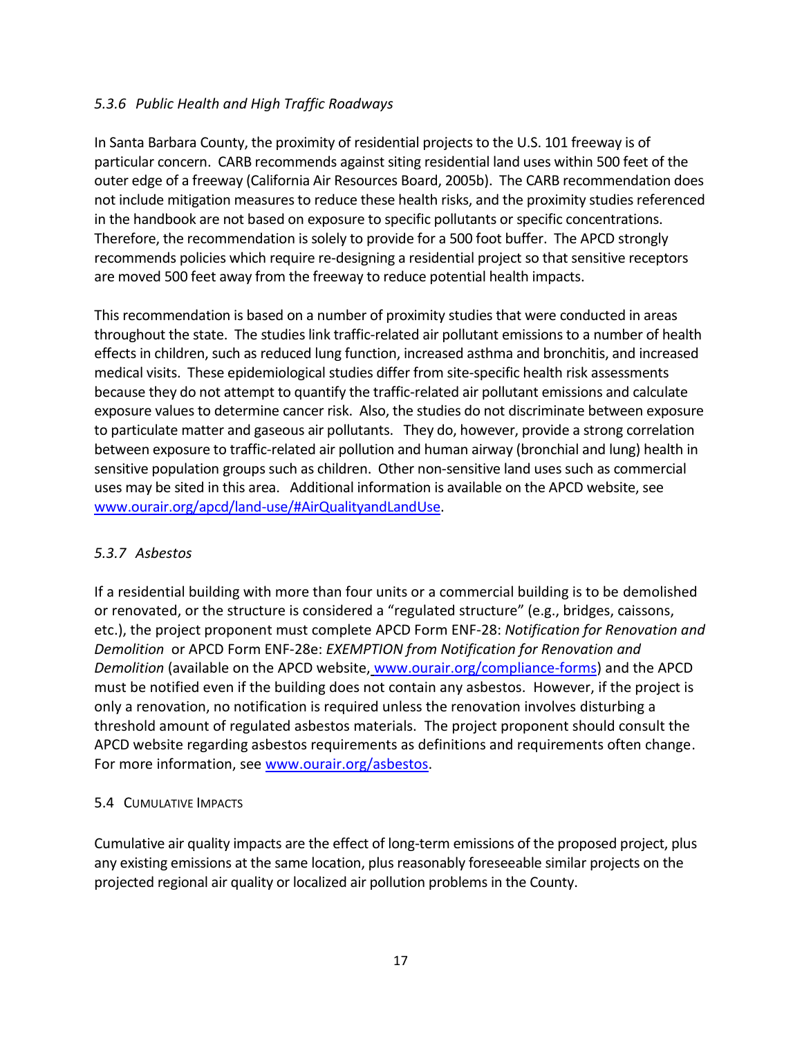### *5.3.6 Public Health and High Traffic Roadways*

In Santa Barbara County, the proximity of residential projects to the U.S. 101 freeway is of particular concern. CARB recommends against siting residential land uses within 500 feet of the outer edge of a freeway (California Air Resources Board, 2005b). The CARB recommendation does not include mitigation measures to reduce these health risks, and the proximity studies referenced in the handbook are not based on exposure to specific pollutants or specific concentrations. Therefore, the recommendation is solely to provide for a 500 foot buffer. The APCD strongly recommends policies which require re-designing a residential project so that sensitive receptors are moved 500 feet away from the freeway to reduce potential health impacts.

This recommendation is based on a number of proximity studies that were conducted in areas throughout the state. The studies link traffic-related air pollutant emissions to a number of health effects in children, such as reduced lung function, increased asthma and bronchitis, and increased medical visits. These epidemiological studies differ from site-specific health risk assessments because they do not attempt to quantify the traffic-related air pollutant emissions and calculate exposure values to determine cancer risk. Also, the studies do not discriminate between exposure to particulate matter and gaseous air pollutants. They do, however, provide a strong correlation between exposure to traffic-related air pollution and human airway (bronchial and lung) health in sensitive population groups such as children. Other non-sensitive land uses such as commercial uses may be sited in this area. Additional information is available on the APCD website, see [www.ourair.org/apcd/land-use/#AirQualityandLandUse](www.ourair.org/apcd/land-use/#AirQualityandLandUse).

### *5.3.7 Asbestos*

If a residential building with more than four units or a commercial building is to be demolished or renovated, or the structure is considered a "regulated structure" (e.g., bridges, caissons, etc.), the project proponent must complete APCD Form ENF-28: *Notification for Renovation and Demolition* or APCD Form ENF-28e: *EXEMPTION from Notification for Renovation and Demolition* (available on the APCD website, [www.ourair.org/compliance-forms](www.ourair.org/compliance-forms)) and the APCD must be notified even if the building does not contain any asbestos. However, if the project is only a renovation, no notification is required unless the renovation involves disturbing a threshold amount of regulated asbestos materials. The project proponent should consult the APCD website regarding asbestos requirements as definitions and requirements often change. For more information, see [www.ourair.org/asbestos](www.ourair.org/asbestos).

## 5.4 Cumulative Impacts

Cumulative air quality impacts are the effect of long-term emissions of the proposed project, plus any existing emissions at the same location, plus reasonably foreseeable similar projects on the projected regional air quality or localized air pollution problems in the County.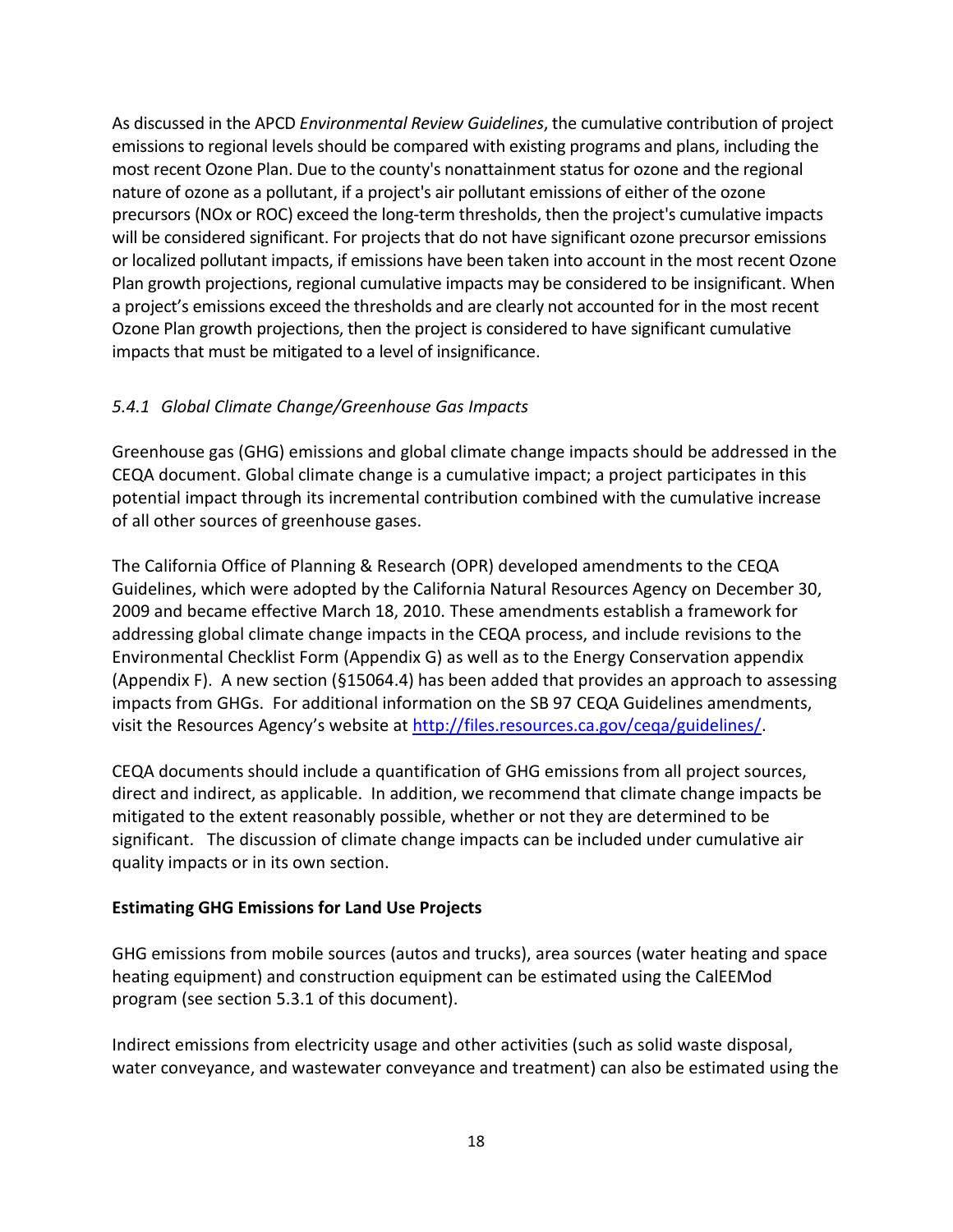As discussed in the APCD *Environmental Review Guidelines*, the cumulative contribution of project emissions to regional levels should be compared with existing programs and plans, including the most recent Ozone Plan. Due to the county's nonattainment status for ozone and the regional nature of ozone as a pollutant, if a project's air pollutant emissions of either of the ozone precursors (NOx or ROC) exceed the long-term thresholds, then the project's cumulative impacts will be considered significant. For projects that do not have significant ozone precursor emissions or localized pollutant impacts, if emissions have been taken into account in the most recent Ozone Plan growth projections, regional cumulative impacts may be considered to be insignificant. When a project's emissions exceed the thresholds and are clearly not accounted for in the most recent Ozone Plan growth projections, then the project is considered to have significant cumulative impacts that must be mitigated to a level of insignificance.

### *5.4.1 Global Climate Change/Greenhouse Gas Impacts*

Greenhouse gas (GHG) emissions and global climate change impacts should be addressed in the CEQA document. Global climate change is a cumulative impact; a project participates in this potential impact through its incremental contribution combined with the cumulative increase of all other sources of greenhouse gases.

The California Office of Planning & Research (OPR) developed amendments to the CEQA Guidelines, which were adopted by the California Natural Resources Agency on December 30, 2009 and became effective March 18, 2010. These amendments establish a framework for addressing global climate change impacts in the CEQA process, and include revisions to the Environmental Checklist Form (Appendix G) as well as to the Energy Conservation appendix (Appendix F). A new section (§15064.4) has been added that provides an approach to assessing impacts from GHGs. For additional information on the SB 97 CEQA Guidelines amendments, visit the Resources Agency's website at http://files.resources.ca.gov/ceqa/guidelines/.

CEQA documents should include a quantification of GHG emissions from all project sources, direct and indirect, as applicable. In addition, we recommend that climate change impacts be mitigated to the extent reasonably possible, whether or not they are determined to be significant. The discussion of climate change impacts can be included under cumulative air quality impacts or in its own section.

**Estimating GHG Emissions for Land Use Projects**

GHG emissions from mobile sources (autos and trucks), area sources (water heating and space heating equipment) and construction equipment can be estimated using the CalEEMod program (see section 5.3.1 of this document).

Indirect emissions from electricity usage and other activities (such as solid waste disposal, water conveyance, and wastewater conveyance and treatment) can also be estimated using the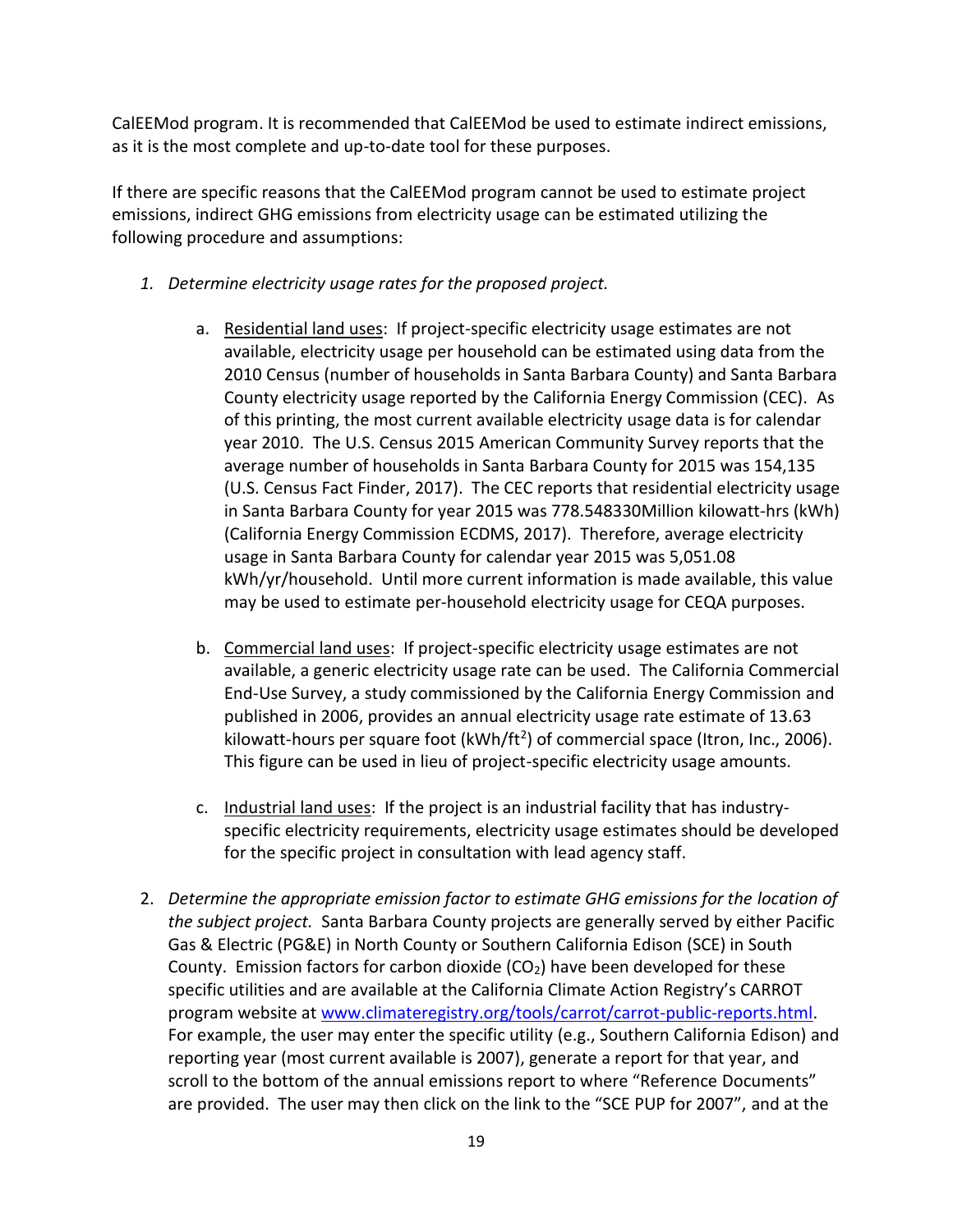CalEEMod program. It is recommended that CalEEMod be used to estimate indirect emissions, as it is the most complete and up-to-date tool for these purposes.

If there are specific reasons that the CalEEMod program cannot be used to estimate project emissions, indirect GHG emissions from electricity usage can be estimated utilizing the following procedure and assumptions:

1. *Determine electricity usage rates for the proposed project.*

   a. Residential land uses: If project-specific electricity usage estimates are not available, electricity usage per household can be estimated using data from the 2010 Census (number of households in Santa Barbara County) and Santa Barbara County electricity usage reported by the California Energy Commission (CEC). As of this printing, the most current available electricity usage data is for calendar year 2010. The U.S. Census 2015 American Community Survey reports that the average number of households in Santa Barbara County for 2015 was 154,135 (U.S. Census Fact Finder, 2017). The CEC reports that residential electricity usage in Santa Barbara County for year 2015 was 778.548330Million kilowatt-hrs (kWh) (California Energy Commission ECDMS, 2017). Therefore, average electricity usage in Santa Barbara County for calendar year 2015 was 5,051.08 kWh/yr/household. Until more current information is made available, this value may be used to estimate per-household electricity usage for CEQA purposes.

   b. Commercial land uses: If project-specific electricity usage estimates are not available, a generic electricity usage rate can be used. The California Commercial End-Use Survey, a study commissioned by the California Energy Commission and published in 2006, provides an annual electricity usage rate estimate of 13.63 kilowatt-hours per square foot ($kWh/ft^2$) of commercial space (Itron, Inc., 2006). This figure can be used in lieu of project-specific electricity usage amounts.

   c. Industrial land uses: If the project is an industrial facility that has industry-specific electricity requirements, electricity usage estimates should be developed for the specific project in consultation with lead agency staff.

2. *Determine the appropriate emission factor to estimate GHG emissions for the location of the subject project.* Santa Barbara County projects are generally served by either Pacific Gas & Electric (PG&E) in North County or Southern California Edison (SCE) in South County. Emission factors for carbon dioxide ($CO_2$) have been developed for these specific utilities and are available at the California Climate Action Registry's CARROT program website at www.climateregistry.org/tools/carrot/carrot-public-reports.html. For example, the user may enter the specific utility (e.g., Southern California Edison) and reporting year (most current available is 2007), generate a report for that year, and scroll to the bottom of the annual emissions report to where "Reference Documents" are provided. The user may then click on the link to the "SCE PUP for 2007", and at the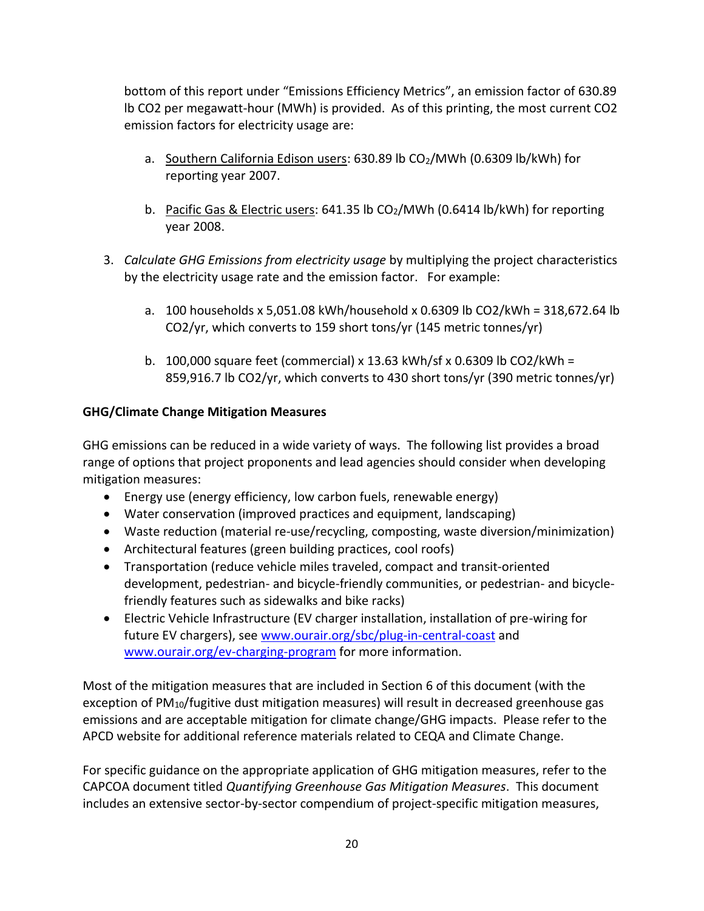bottom of this report under "Emissions Efficiency Metrics", an emission factor of 630.89 lb CO2 per megawatt-hour (MWh) is provided. As of this printing, the most current CO2 emission factors for electricity usage are:

a. Southern California Edison users: 630.89 lb $CO_2$/MWh (0.6309 lb/kWh) for reporting year 2007.

b. Pacific Gas & Electric users: 641.35 lb $CO_2$/MWh (0.6414 lb/kWh) for reporting year 2008.

3. *Calculate GHG Emissions from electricity usage* by multiplying the project characteristics by the electricity usage rate and the emission factor. For example:

   a. 100 households x 5,051.08 kWh/household x 0.6309 lb CO2/kWh = 318,672.64 lb CO2/yr, which converts to 159 short tons/yr (145 metric tonnes/yr)

   b. 100,000 square feet (commercial) x 13.63 kWh/sf x 0.6309 lb CO2/kWh = 859,916.7 lb CO2/yr, which converts to 430 short tons/yr (390 metric tonnes/yr)

**GHG/Climate Change Mitigation Measures**

GHG emissions can be reduced in a wide variety of ways. The following list provides a broad range of options that project proponents and lead agencies should consider when developing mitigation measures:

- Energy use (energy efficiency, low carbon fuels, renewable energy)
- Water conservation (improved practices and equipment, landscaping)
- Waste reduction (material re-use/recycling, composting, waste diversion/minimization)
- Architectural features (green building practices, cool roofs)
- Transportation (reduce vehicle miles traveled, compact and transit-oriented development, pedestrian- and bicycle-friendly communities, or pedestrian- and bicycle-friendly features such as sidewalks and bike racks)
- Electric Vehicle Infrastructure (EV charger installation, installation of pre-wiring for future EV chargers), see www.ourair.org/sbc/plug-in-central-coast and www.ourair.org/ev-charging-program for more information.

Most of the mitigation measures that are included in Section 6 of this document (with the exception of $PM_{10}$/fugitive dust mitigation measures) will result in decreased greenhouse gas emissions and are acceptable mitigation for climate change/GHG impacts. Please refer to the APCD website for additional reference materials related to CEQA and Climate Change.

For specific guidance on the appropriate application of GHG mitigation measures, refer to the CAPCOA document titled *Quantifying Greenhouse Gas Mitigation Measures*. This document includes an extensive sector-by-sector compendium of project-specific mitigation measures,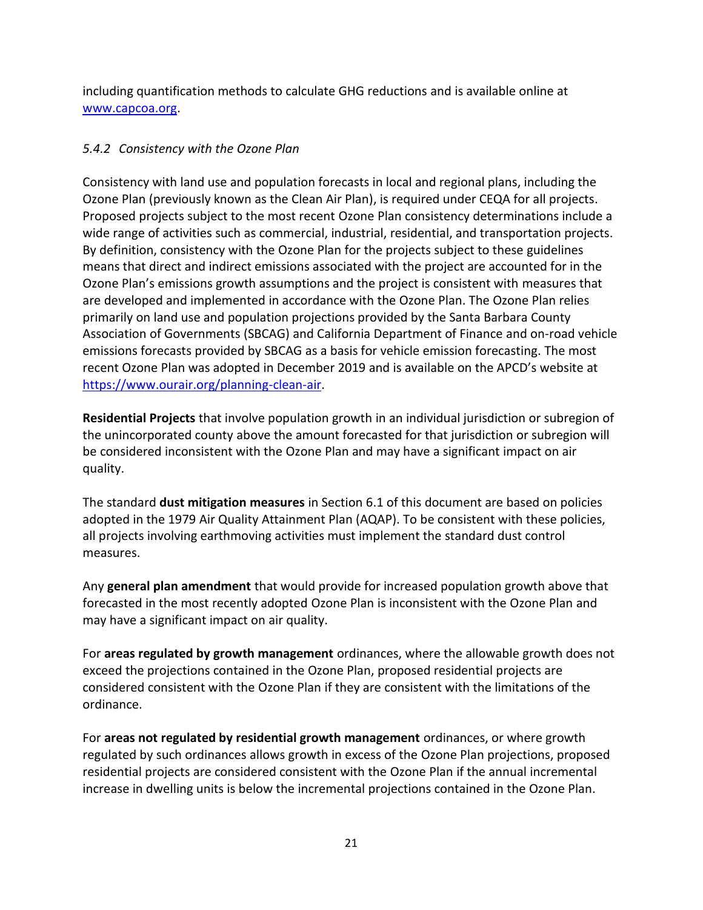including quantification methods to calculate GHG reductions and is available online at [www.capcoa.org](www.capcoa.org).

### *5.4.2 Consistency with the Ozone Plan*

Consistency with land use and population forecasts in local and regional plans, including the Ozone Plan (previously known as the Clean Air Plan), is required under CEQA for all projects. Proposed projects subject to the most recent Ozone Plan consistency determinations include a wide range of activities such as commercial, industrial, residential, and transportation projects. By definition, consistency with the Ozone Plan for the projects subject to these guidelines means that direct and indirect emissions associated with the project are accounted for in the Ozone Plan's emissions growth assumptions and the project is consistent with measures that are developed and implemented in accordance with the Ozone Plan. The Ozone Plan relies primarily on land use and population projections provided by the Santa Barbara County Association of Governments (SBCAG) and California Department of Finance and on-road vehicle emissions forecasts provided by SBCAG as a basis for vehicle emission forecasting. The most recent Ozone Plan was adopted in December 2019 and is available on the APCD's website at [https://www.ourair.org/planning-clean-air](https://www.ourair.org/planning-clean-air).

**Residential Projects** that involve population growth in an individual jurisdiction or subregion of the unincorporated county above the amount forecasted for that jurisdiction or subregion will be considered inconsistent with the Ozone Plan and may have a significant impact on air quality.

The standard **dust mitigation measures** in Section 6.1 of this document are based on policies adopted in the 1979 Air Quality Attainment Plan (AQAP). To be consistent with these policies, all projects involving earthmoving activities must implement the standard dust control measures.

Any **general plan amendment** that would provide for increased population growth above that forecasted in the most recently adopted Ozone Plan is inconsistent with the Ozone Plan and may have a significant impact on air quality.

For **areas regulated by growth management** ordinances, where the allowable growth does not exceed the projections contained in the Ozone Plan, proposed residential projects are considered consistent with the Ozone Plan if they are consistent with the limitations of the ordinance.

For **areas not regulated by residential growth management** ordinances, or where growth regulated by such ordinances allows growth in excess of the Ozone Plan projections, proposed residential projects are considered consistent with the Ozone Plan if the annual incremental increase in dwelling units is below the incremental projections contained in the Ozone Plan.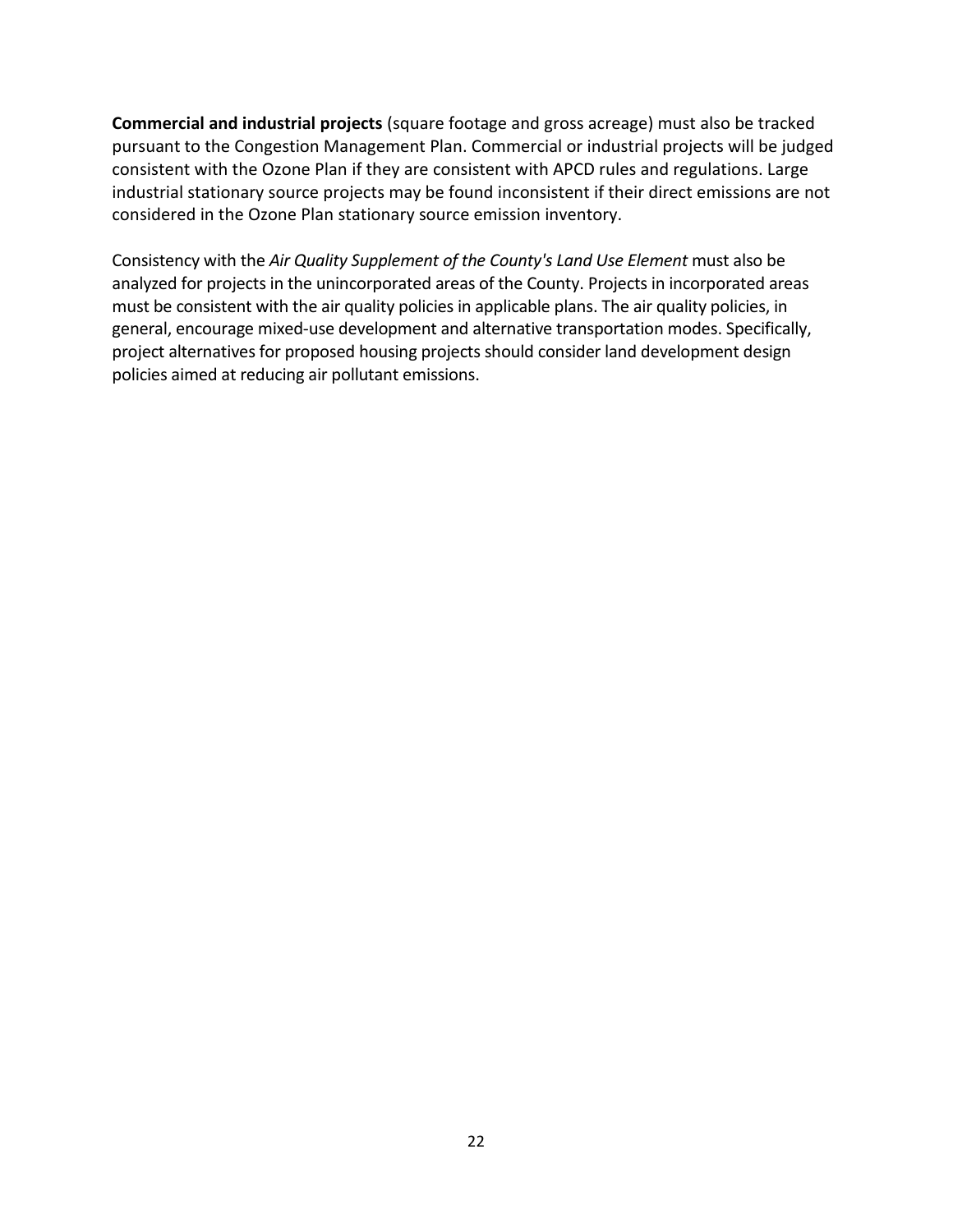**Commercial and industrial projects** (square footage and gross acreage) must also be tracked pursuant to the Congestion Management Plan. Commercial or industrial projects will be judged consistent with the Ozone Plan if they are consistent with APCD rules and regulations. Large industrial stationary source projects may be found inconsistent if their direct emissions are not considered in the Ozone Plan stationary source emission inventory.

Consistency with the *Air Quality Supplement of the County's Land Use Element* must also be analyzed for projects in the unincorporated areas of the County. Projects in incorporated areas must be consistent with the air quality policies in applicable plans. The air quality policies, in general, encourage mixed-use development and alternative transportation modes. Specifically, project alternatives for proposed housing projects should consider land development design policies aimed at reducing air pollutant emissions.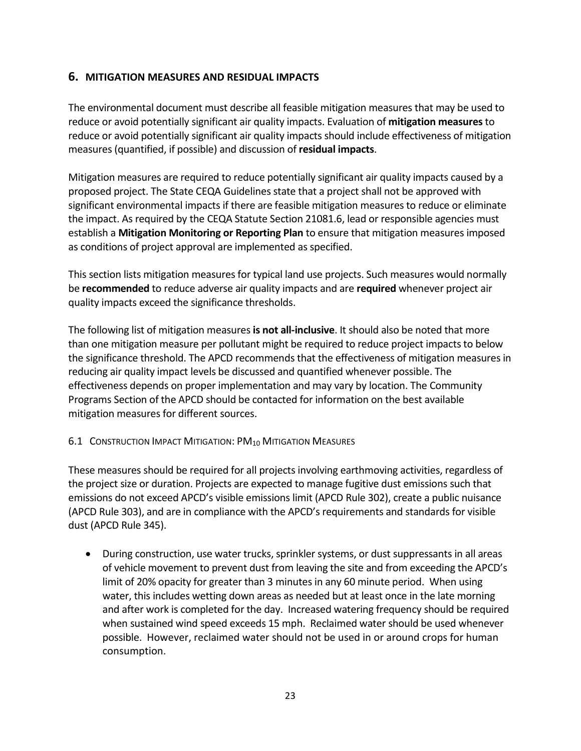## 6. MITIGATION MEASURES AND RESIDUAL IMPACTS

The environmental document must describe all feasible mitigation measures that may be used to reduce or avoid potentially significant air quality impacts. Evaluation of **mitigation measures** to reduce or avoid potentially significant air quality impacts should include effectiveness of mitigation measures (quantified, if possible) and discussion of **residual impacts**.

Mitigation measures are required to reduce potentially significant air quality impacts caused by a proposed project. The State CEQA Guidelines state that a project shall not be approved with significant environmental impacts if there are feasible mitigation measures to reduce or eliminate the impact. As required by the CEQA Statute Section 21081.6, lead or responsible agencies must establish a **Mitigation Monitoring or Reporting Plan** to ensure that mitigation measures imposed as conditions of project approval are implemented as specified.

This section lists mitigation measures for typical land use projects. Such measures would normally be **recommended** to reduce adverse air quality impacts and are **required** whenever project air quality impacts exceed the significance thresholds.

The following list of mitigation measures **is not all-inclusive**. It should also be noted that more than one mitigation measure per pollutant might be required to reduce project impacts to below the significance threshold. The APCD recommends that the effectiveness of mitigation measures in reducing air quality impact levels be discussed and quantified whenever possible. The effectiveness depends on proper implementation and may vary by location. The Community Programs Section of the APCD should be contacted for information on the best available mitigation measures for different sources.

### 6.1 Construction Impact Mitigation: $PM_{10}$ Mitigation Measures

These measures should be required for all projects involving earthmoving activities, regardless of the project size or duration. Projects are expected to manage fugitive dust emissions such that emissions do not exceed APCD's visible emissions limit (APCD Rule 302), create a public nuisance (APCD Rule 303), and are in compliance with the APCD's requirements and standards for visible dust (APCD Rule 345).

- During construction, use water trucks, sprinkler systems, or dust suppressants in all areas of vehicle movement to prevent dust from leaving the site and from exceeding the APCD's limit of 20% opacity for greater than 3 minutes in any 60 minute period. When using water, this includes wetting down areas as needed but at least once in the late morning and after work is completed for the day. Increased watering frequency should be required when sustained wind speed exceeds 15 mph. Reclaimed water should be used whenever possible. However, reclaimed water should not be used in or around crops for human consumption.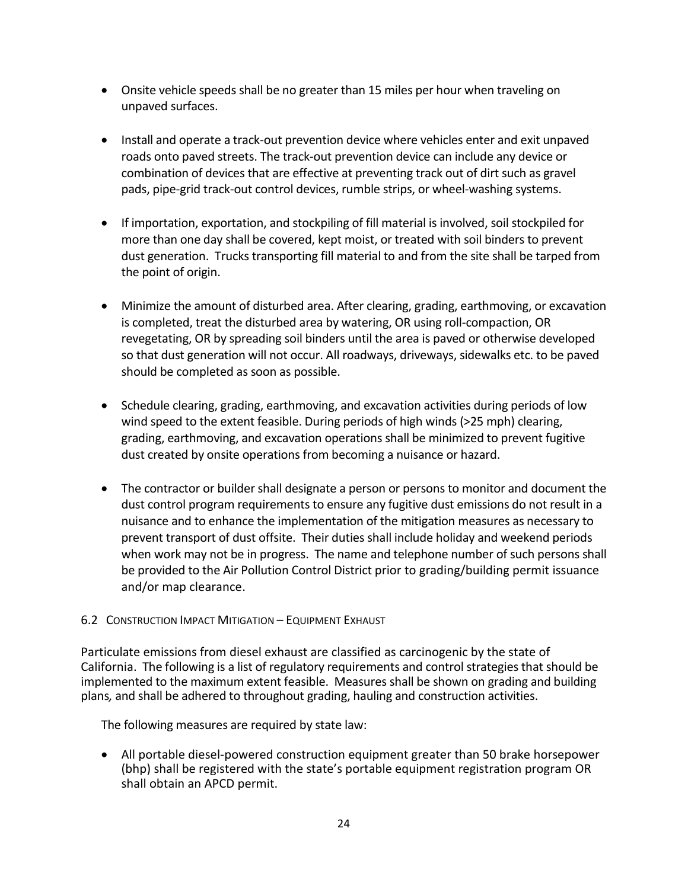- Onsite vehicle speeds shall be no greater than 15 miles per hour when traveling on unpaved surfaces.

- Install and operate a track-out prevention device where vehicles enter and exit unpaved roads onto paved streets. The track-out prevention device can include any device or combination of devices that are effective at preventing track out of dirt such as gravel pads, pipe-grid track-out control devices, rumble strips, or wheel-washing systems.

- If importation, exportation, and stockpiling of fill material is involved, soil stockpiled for more than one day shall be covered, kept moist, or treated with soil binders to prevent dust generation. Trucks transporting fill material to and from the site shall be tarped from the point of origin.

- Minimize the amount of disturbed area. After clearing, grading, earthmoving, or excavation is completed, treat the disturbed area by watering, OR using roll-compaction, OR revegetating, OR by spreading soil binders until the area is paved or otherwise developed so that dust generation will not occur. All roadways, driveways, sidewalks etc. to be paved should be completed as soon as possible.

- Schedule clearing, grading, earthmoving, and excavation activities during periods of low wind speed to the extent feasible. During periods of high winds (>25 mph) clearing, grading, earthmoving, and excavation operations shall be minimized to prevent fugitive dust created by onsite operations from becoming a nuisance or hazard.

- The contractor or builder shall designate a person or persons to monitor and document the dust control program requirements to ensure any fugitive dust emissions do not result in a nuisance and to enhance the implementation of the mitigation measures as necessary to prevent transport of dust offsite. Their duties shall include holiday and weekend periods when work may not be in progress. The name and telephone number of such persons shall be provided to the Air Pollution Control District prior to grading/building permit issuance and/or map clearance.

### 6.2 Construction Impact Mitigation – Equipment Exhaust

Particulate emissions from diesel exhaust are classified as carcinogenic by the state of California. The following is a list of regulatory requirements and control strategies that should be implemented to the maximum extent feasible. Measures shall be shown on grading and building plans*,* and shall be adhered to throughout grading, hauling and construction activities.

The following measures are required by state law:

- All portable diesel-powered construction equipment greater than 50 brake horsepower (bhp) shall be registered with the state's portable equipment registration program OR shall obtain an APCD permit.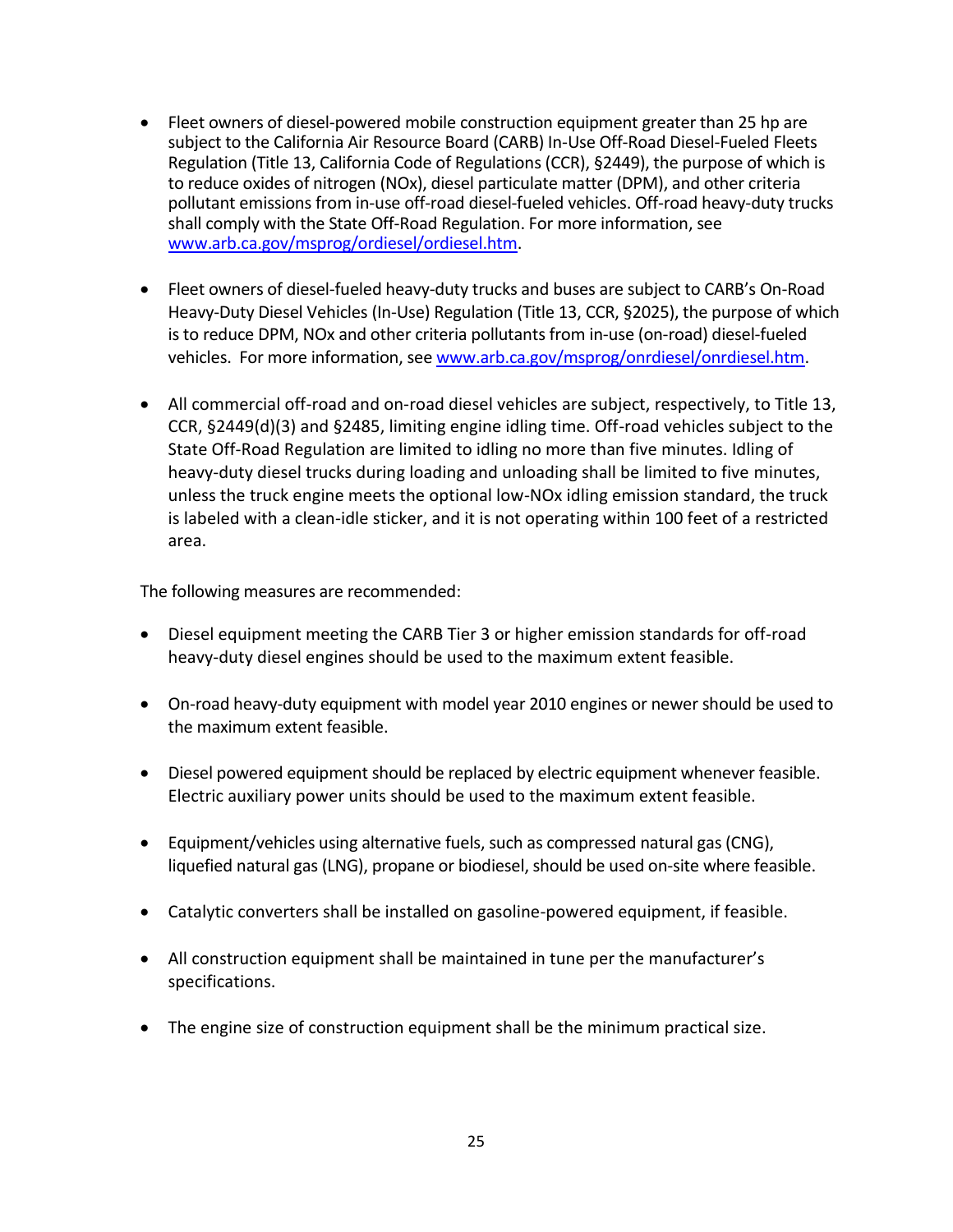- Fleet owners of diesel-powered mobile construction equipment greater than 25 hp are subject to the California Air Resource Board (CARB) In-Use Off-Road Diesel-Fueled Fleets Regulation (Title 13, California Code of Regulations (CCR), §2449), the purpose of which is to reduce oxides of nitrogen (NOx), diesel particulate matter (DPM), and other criteria pollutant emissions from in-use off-road diesel-fueled vehicles. Off-road heavy-duty trucks shall comply with the State Off-Road Regulation. For more information, see [www.arb.ca.gov/msprog/ordiesel/ordiesel.htm](www.arb.ca.gov/msprog/ordiesel/ordiesel.htm).

- Fleet owners of diesel-fueled heavy-duty trucks and buses are subject to CARB's On-Road Heavy-Duty Diesel Vehicles (In-Use) Regulation (Title 13, CCR, §2025), the purpose of which is to reduce DPM, NOx and other criteria pollutants from in-use (on-road) diesel-fueled vehicles. For more information, see [www.arb.ca.gov/msprog/onrdiesel/onrdiesel.htm](www.arb.ca.gov/msprog/onrdiesel/onrdiesel.htm).

- All commercial off-road and on-road diesel vehicles are subject, respectively, to Title 13, CCR, §2449(d)(3) and §2485, limiting engine idling time. Off-road vehicles subject to the State Off-Road Regulation are limited to idling no more than five minutes. Idling of heavy-duty diesel trucks during loading and unloading shall be limited to five minutes, unless the truck engine meets the optional low-NOx idling emission standard, the truck is labeled with a clean-idle sticker, and it is not operating within 100 feet of a restricted area.

The following measures are recommended:

- Diesel equipment meeting the CARB Tier 3 or higher emission standards for off-road heavy-duty diesel engines should be used to the maximum extent feasible.

- On-road heavy-duty equipment with model year 2010 engines or newer should be used to the maximum extent feasible.

- Diesel powered equipment should be replaced by electric equipment whenever feasible. Electric auxiliary power units should be used to the maximum extent feasible.

- Equipment/vehicles using alternative fuels, such as compressed natural gas (CNG), liquefied natural gas (LNG), propane or biodiesel, should be used on-site where feasible.

- Catalytic converters shall be installed on gasoline-powered equipment, if feasible.

- All construction equipment shall be maintained in tune per the manufacturer's specifications.

- The engine size of construction equipment shall be the minimum practical size.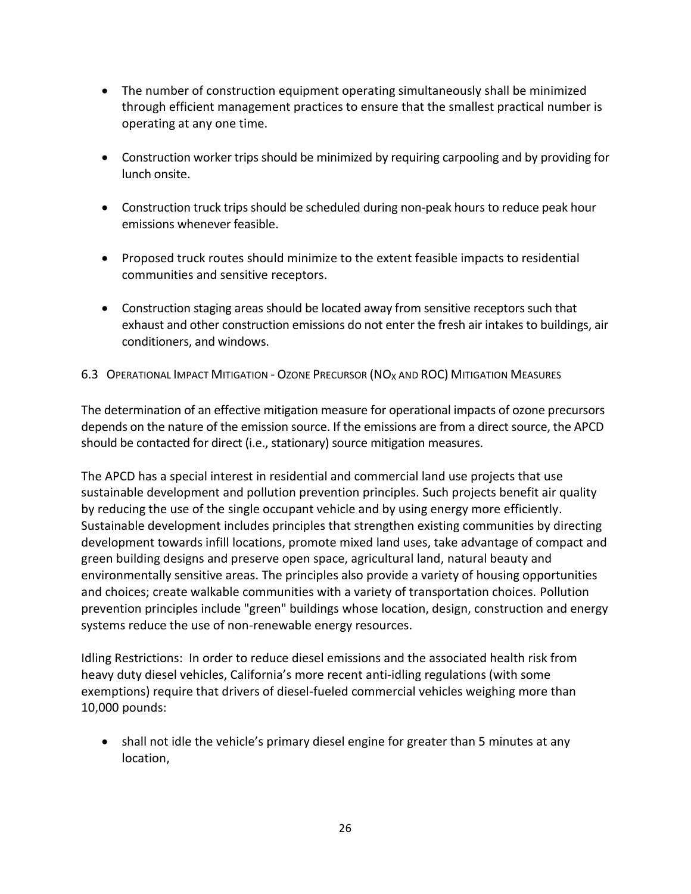- The number of construction equipment operating simultaneously shall be minimized through efficient management practices to ensure that the smallest practical number is operating at any one time.
- Construction worker trips should be minimized by requiring carpooling and by providing for lunch onsite.
- Construction truck trips should be scheduled during non-peak hours to reduce peak hour emissions whenever feasible.
- Proposed truck routes should minimize to the extent feasible impacts to residential communities and sensitive receptors.
- Construction staging areas should be located away from sensitive receptors such that exhaust and other construction emissions do not enter the fresh air intakes to buildings, air conditioners, and windows.

### 6.3 Operational Impact Mitigation - Ozone Precursor ($NO_X$ and ROC) Mitigation Measures

The determination of an effective mitigation measure for operational impacts of ozone precursors depends on the nature of the emission source. If the emissions are from a direct source, the APCD should be contacted for direct (i.e., stationary) source mitigation measures.

The APCD has a special interest in residential and commercial land use projects that use sustainable development and pollution prevention principles. Such projects benefit air quality by reducing the use of the single occupant vehicle and by using energy more efficiently. Sustainable development includes principles that strengthen existing communities by directing development towards infill locations, promote mixed land uses, take advantage of compact and green building designs and preserve open space, agricultural land, natural beauty and environmentally sensitive areas. The principles also provide a variety of housing opportunities and choices; create walkable communities with a variety of transportation choices. Pollution prevention principles include "green" buildings whose location, design, construction and energy systems reduce the use of non-renewable energy resources.

Idling Restrictions: In order to reduce diesel emissions and the associated health risk from heavy duty diesel vehicles, California's more recent anti-idling regulations (with some exemptions) require that drivers of diesel-fueled commercial vehicles weighing more than 10,000 pounds:

- shall not idle the vehicle's primary diesel engine for greater than 5 minutes at any location,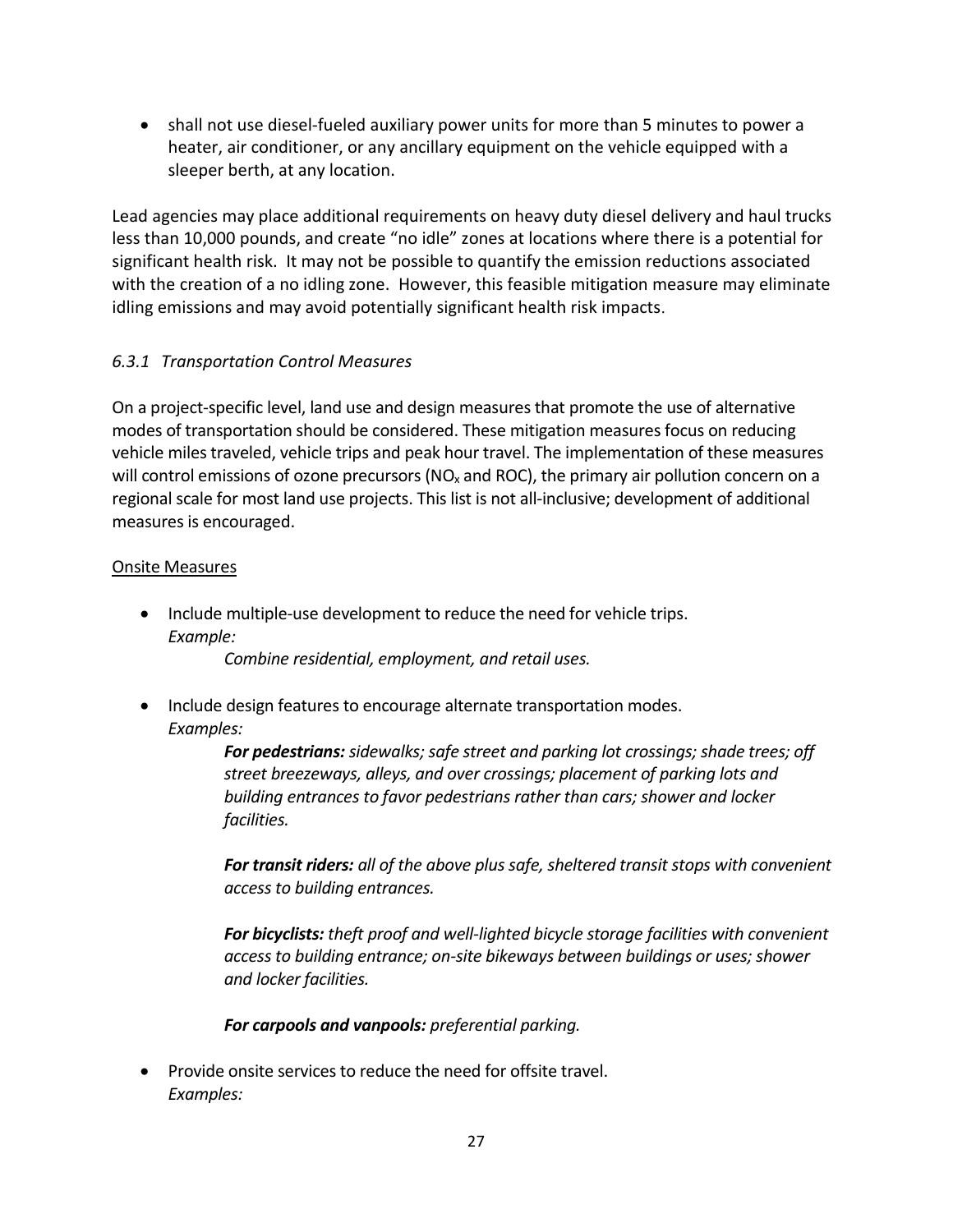- shall not use diesel-fueled auxiliary power units for more than 5 minutes to power a heater, air conditioner, or any ancillary equipment on the vehicle equipped with a sleeper berth, at any location.

Lead agencies may place additional requirements on heavy duty diesel delivery and haul trucks less than 10,000 pounds, and create "no idle" zones at locations where there is a potential for significant health risk. It may not be possible to quantify the emission reductions associated with the creation of a no idling zone. However, this feasible mitigation measure may eliminate idling emissions and may avoid potentially significant health risk impacts.

### *6.3.1 Transportation Control Measures*

On a project-specific level, land use and design measures that promote the use of alternative modes of transportation should be considered. These mitigation measures focus on reducing vehicle miles traveled, vehicle trips and peak hour travel. The implementation of these measures will control emissions of ozone precursors ($NO_x$ and ROC), the primary air pollution concern on a regional scale for most land use projects. This list is not all-inclusive; development of additional measures is encouraged.

<u>Onsite Measures</u>

- Include multiple-use development to reduce the need for vehicle trips.
  *Example:*

  *Combine residential, employment, and retail uses.*

- Include design features to encourage alternate transportation modes.
  *Examples:*

  ***For pedestrians:*** *sidewalks; safe street and parking lot crossings; shade trees; off street breezeways, alleys, and over crossings; placement of parking lots and building entrances to favor pedestrians rather than cars; shower and locker facilities.*

  ***For transit riders:*** *all of the above plus safe, sheltered transit stops with convenient access to building entrances.*

  ***For bicyclists:*** *theft proof and well-lighted bicycle storage facilities with convenient access to building entrance; on-site bikeways between buildings or uses; shower and locker facilities.*

  ***For carpools and vanpools:*** *preferential parking.*

- Provide onsite services to reduce the need for offsite travel.
  *Examples:*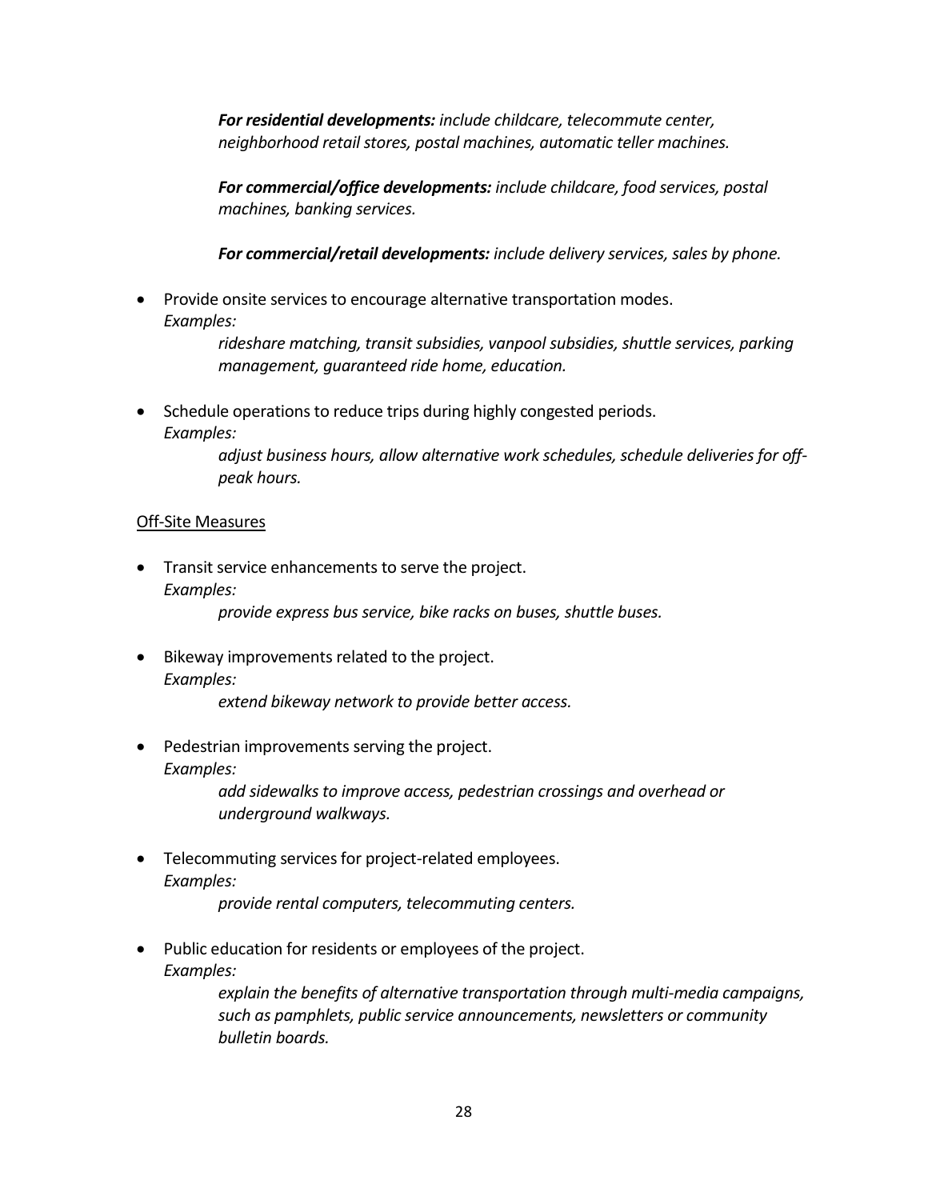***For residential developments:*** *include childcare, telecommute center, neighborhood retail stores, postal machines, automatic teller machines.*

***For commercial/office developments:*** *include childcare, food services, postal machines, banking services.*

***For commercial/retail developments:*** *include delivery services, sales by phone.*

- Provide onsite services to encourage alternative transportation modes.
  *Examples:*
  
  *rideshare matching, transit subsidies, vanpool subsidies, shuttle services, parking management, guaranteed ride home, education.*

- Schedule operations to reduce trips during highly congested periods.
  *Examples:*
  
  *adjust business hours, allow alternative work schedules, schedule deliveries for off-peak hours.*

<u>Off-Site Measures</u>

- Transit service enhancements to serve the project.
  *Examples:*
  
  *provide express bus service, bike racks on buses, shuttle buses.*

- Bikeway improvements related to the project.
  *Examples:*
  
  *extend bikeway network to provide better access.*

- Pedestrian improvements serving the project.
  *Examples:*
  
  *add sidewalks to improve access, pedestrian crossings and overhead or underground walkways.*

- Telecommuting services for project-related employees.
  *Examples:*
  
  *provide rental computers, telecommuting centers.*

- Public education for residents or employees of the project.
  *Examples:*
  
  *explain the benefits of alternative transportation through multi-media campaigns, such as pamphlets, public service announcements, newsletters or community bulletin boards.*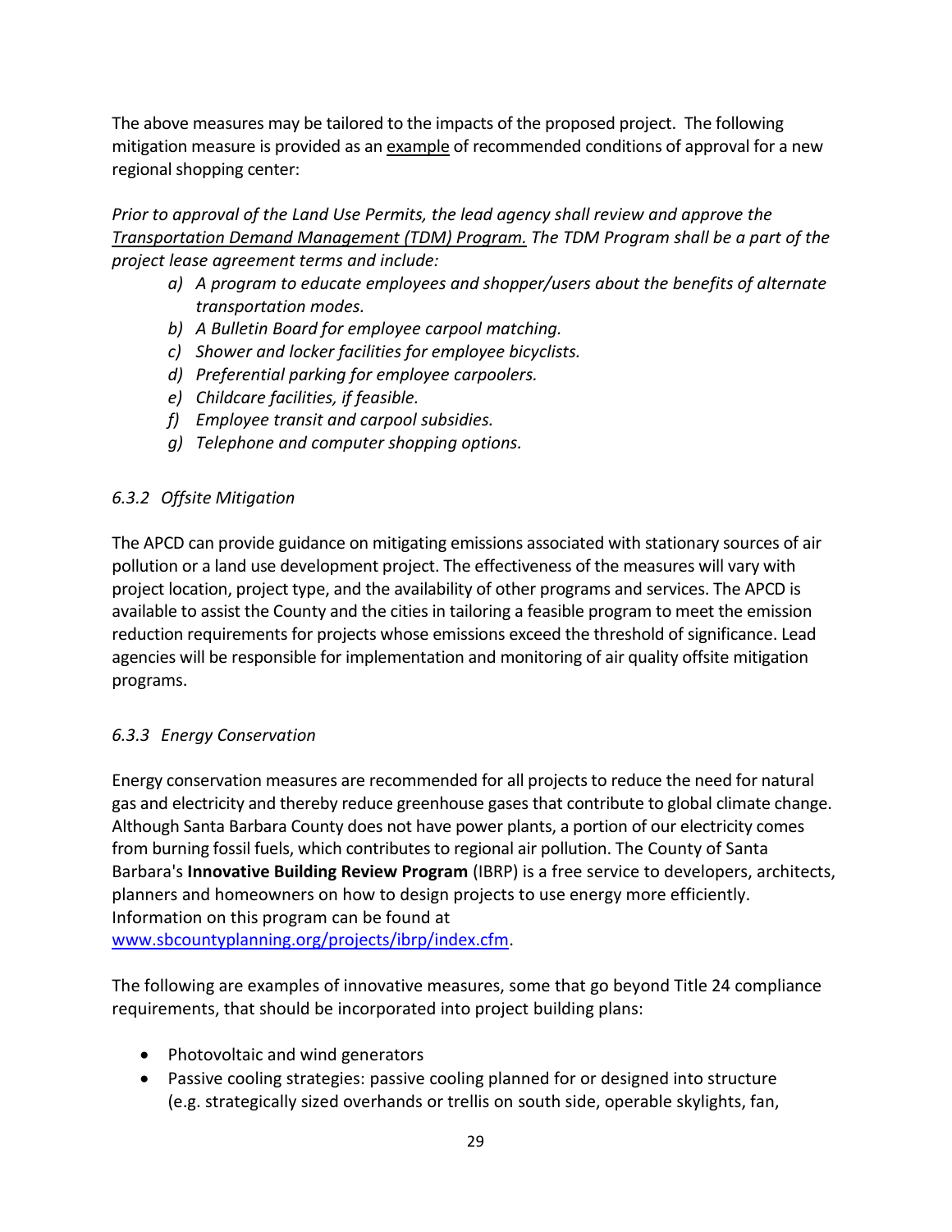The above measures may be tailored to the impacts of the proposed project. The following mitigation measure is provided as an <u>example</u> of recommended conditions of approval for a new regional shopping center:

*Prior to approval of the Land Use Permits, the lead agency shall review and approve the <u>Transportation Demand Management (TDM) Program.</u> The TDM Program shall be a part of the project lease agreement terms and include:*

- *a) A program to educate employees and shopper/users about the benefits of alternate transportation modes.*
- *b) A Bulletin Board for employee carpool matching.*
- *c) Shower and locker facilities for employee bicyclists.*
- *d) Preferential parking for employee carpoolers.*
- *e) Childcare facilities, if feasible.*
- *f) Employee transit and carpool subsidies.*
- *g) Telephone and computer shopping options.*

### *6.3.2 Offsite Mitigation*

The APCD can provide guidance on mitigating emissions associated with stationary sources of air pollution or a land use development project. The effectiveness of the measures will vary with project location, project type, and the availability of other programs and services. The APCD is available to assist the County and the cities in tailoring a feasible program to meet the emission reduction requirements for projects whose emissions exceed the threshold of significance. Lead agencies will be responsible for implementation and monitoring of air quality offsite mitigation programs.

### *6.3.3 Energy Conservation*

Energy conservation measures are recommended for all projects to reduce the need for natural gas and electricity and thereby reduce greenhouse gases that contribute to global climate change. Although Santa Barbara County does not have power plants, a portion of our electricity comes from burning fossil fuels, which contributes to regional air pollution. The County of Santa Barbara's **Innovative Building Review Program** (IBRP) is a free service to developers, architects, planners and homeowners on how to design projects to use energy more efficiently. Information on this program can be found at [www.sbcountyplanning.org/projects/ibrp/index.cfm](www.sbcountyplanning.org/projects/ibrp/index.cfm).

The following are examples of innovative measures, some that go beyond Title 24 compliance requirements, that should be incorporated into project building plans:

- Photovoltaic and wind generators
- Passive cooling strategies: passive cooling planned for or designed into structure (e.g. strategically sized overhands or trellis on south side, operable skylights, fan,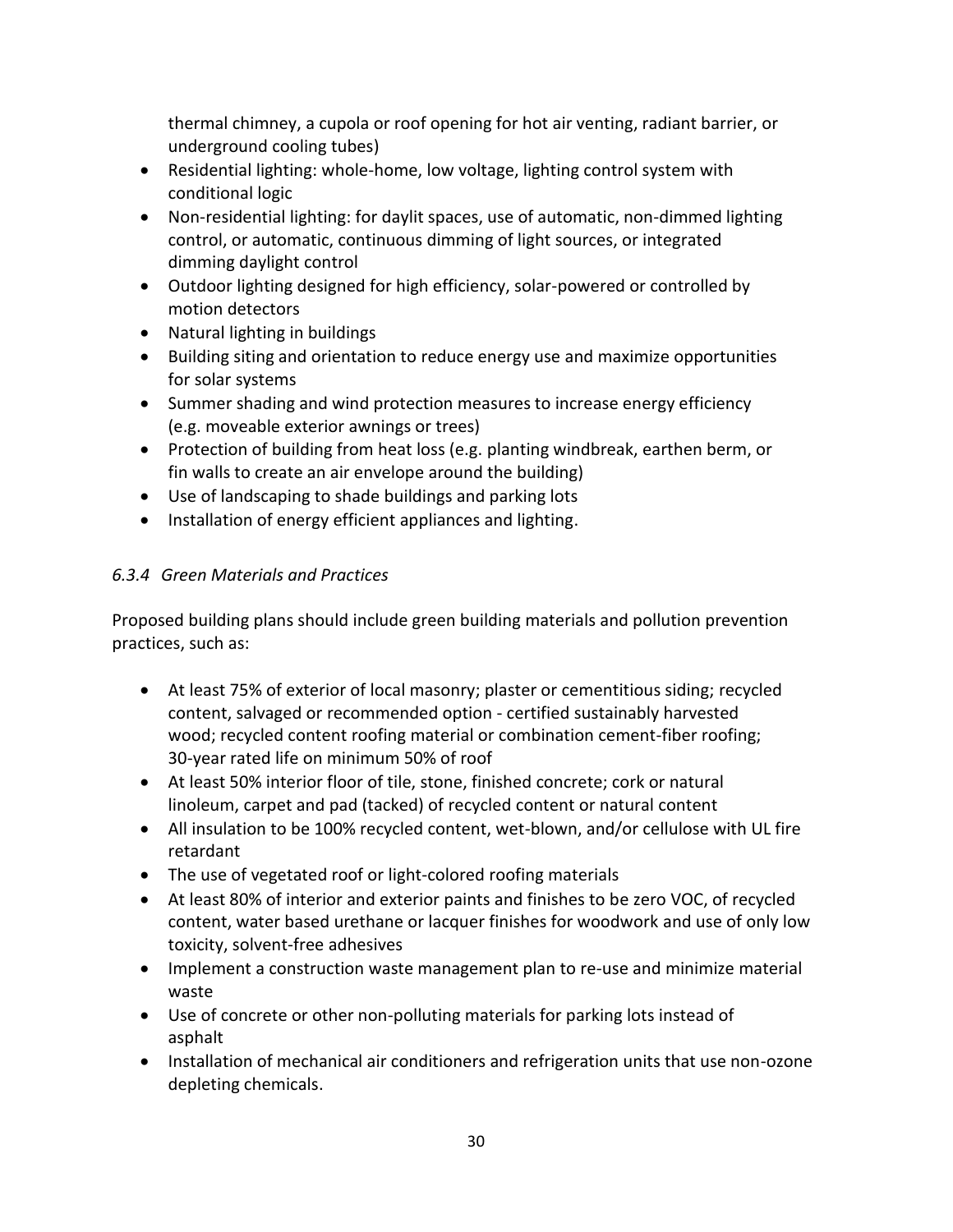thermal chimney, a cupola or roof opening for hot air venting, radiant barrier, or underground cooling tubes)

- Residential lighting: whole-home, low voltage, lighting control system with conditional logic
- Non-residential lighting: for daylit spaces, use of automatic, non-dimmed lighting control, or automatic, continuous dimming of light sources, or integrated dimming daylight control
- Outdoor lighting designed for high efficiency, solar-powered or controlled by motion detectors
- Natural lighting in buildings
- Building siting and orientation to reduce energy use and maximize opportunities for solar systems
- Summer shading and wind protection measures to increase energy efficiency (e.g. moveable exterior awnings or trees)
- Protection of building from heat loss (e.g. planting windbreak, earthen berm, or fin walls to create an air envelope around the building)
- Use of landscaping to shade buildings and parking lots
- Installation of energy efficient appliances and lighting.

### *6.3.4 Green Materials and Practices*

Proposed building plans should include green building materials and pollution prevention practices, such as:

- At least 75% of exterior of local masonry; plaster or cementitious siding; recycled content, salvaged or recommended option - certified sustainably harvested wood; recycled content roofing material or combination cement-fiber roofing; 30-year rated life on minimum 50% of roof
- At least 50% interior floor of tile, stone, finished concrete; cork or natural linoleum, carpet and pad (tacked) of recycled content or natural content
- All insulation to be 100% recycled content, wet-blown, and/or cellulose with UL fire retardant
- The use of vegetated roof or light-colored roofing materials
- At least 80% of interior and exterior paints and finishes to be zero VOC, of recycled content, water based urethane or lacquer finishes for woodwork and use of only low toxicity, solvent-free adhesives
- Implement a construction waste management plan to re-use and minimize material waste
- Use of concrete or other non-polluting materials for parking lots instead of asphalt
- Installation of mechanical air conditioners and refrigeration units that use non-ozone depleting chemicals.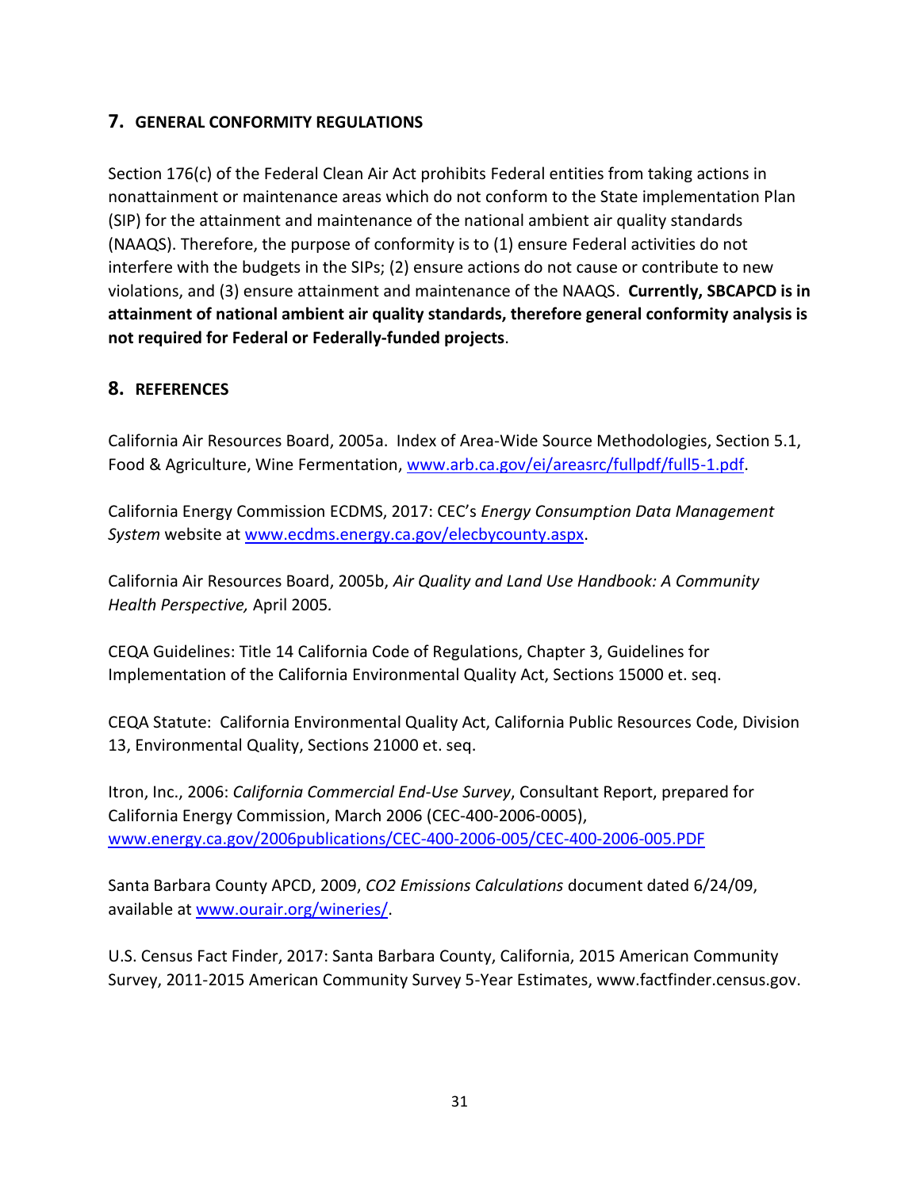## 7. GENERAL CONFORMITY REGULATIONS

Section 176(c) of the Federal Clean Air Act prohibits Federal entities from taking actions in nonattainment or maintenance areas which do not conform to the State implementation Plan (SIP) for the attainment and maintenance of the national ambient air quality standards (NAAQS). Therefore, the purpose of conformity is to (1) ensure Federal activities do not interfere with the budgets in the SIPs; (2) ensure actions do not cause or contribute to new violations, and (3) ensure attainment and maintenance of the NAAQS. **Currently, SBCAPCD is in attainment of national ambient air quality standards, therefore general conformity analysis is not required for Federal or Federally-funded projects**.

## 8. REFERENCES

California Air Resources Board, 2005a. Index of Area-Wide Source Methodologies, Section 5.1, Food & Agriculture, Wine Fermentation, www.arb.ca.gov/ei/areasrc/fullpdf/full5-1.pdf.

California Energy Commission ECDMS, 2017: CEC's *Energy Consumption Data Management System* website at www.ecdms.energy.ca.gov/elecbycounty.aspx.

California Air Resources Board, 2005b, *Air Quality and Land Use Handbook: A Community Health Perspective,* April 2005.

CEQA Guidelines: Title 14 California Code of Regulations, Chapter 3, Guidelines for Implementation of the California Environmental Quality Act, Sections 15000 et. seq.

CEQA Statute: California Environmental Quality Act, California Public Resources Code, Division 13, Environmental Quality, Sections 21000 et. seq.

Itron, Inc., 2006: *California Commercial End-Use Survey*, Consultant Report, prepared for California Energy Commission, March 2006 (CEC-400-2006-0005), www.energy.ca.gov/2006publications/CEC-400-2006-005/CEC-400-2006-005.PDF

Santa Barbara County APCD, 2009, *CO2 Emissions Calculations* document dated 6/24/09, available at www.ourair.org/wineries/.

U.S. Census Fact Finder, 2017: Santa Barbara County, California, 2015 American Community Survey, 2011-2015 American Community Survey 5-Year Estimates, www.factfinder.census.gov.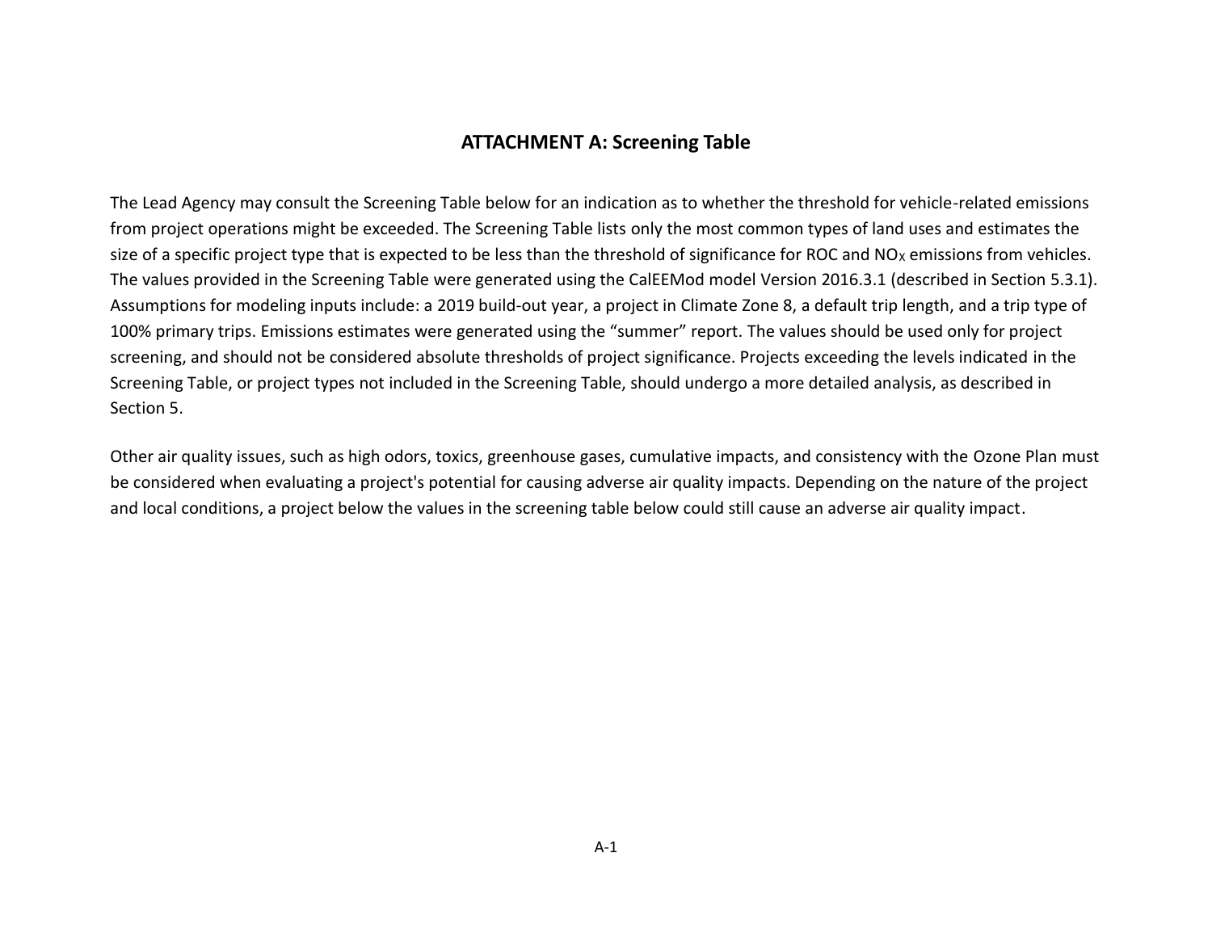## ATTACHMENT A: Screening Table

The Lead Agency may consult the Screening Table below for an indication as to whether the threshold for vehicle-related emissions from project operations might be exceeded. The Screening Table lists only the most common types of land uses and estimates the size of a specific project type that is expected to be less than the threshold of significance for ROC and $NO_X$ emissions from vehicles. The values provided in the Screening Table were generated using the CalEEMod model Version 2016.3.1 (described in Section 5.3.1). Assumptions for modeling inputs include: a 2019 build-out year, a project in Climate Zone 8, a default trip length, and a trip type of 100% primary trips. Emissions estimates were generated using the "summer" report. The values should be used only for project screening, and should not be considered absolute thresholds of project significance. Projects exceeding the levels indicated in the Screening Table, or project types not included in the Screening Table, should undergo a more detailed analysis, as described in Section 5.

Other air quality issues, such as high odors, toxics, greenhouse gases, cumulative impacts, and consistency with the Ozone Plan must be considered when evaluating a project's potential for causing adverse air quality impacts. Depending on the nature of the project and local conditions, a project below the values in the screening table below could still cause an adverse air quality impact.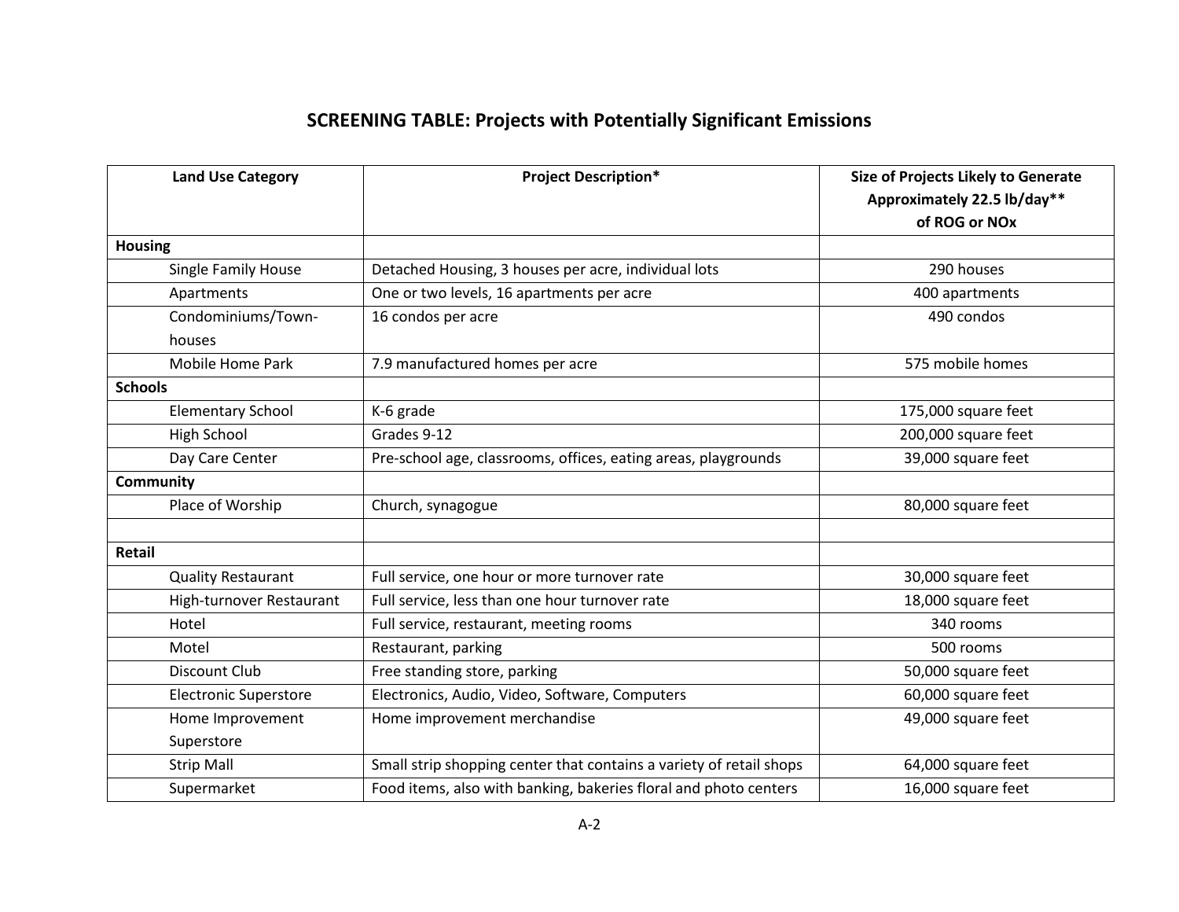## SCREENING TABLE: Projects with Potentially Significant Emissions

| Land Use Category | Project Description* | Size of Projects Likely to Generate Approximately 22.5 lb/day** of ROG or NOx |
|---|---|---|
| **Housing** | | |
| Single Family House | Detached Housing, 3 houses per acre, individual lots | 290 houses |
| Apartments | One or two levels, 16 apartments per acre | 400 apartments |
| Condominiums/Town-houses | 16 condos per acre | 490 condos |
| Mobile Home Park | 7.9 manufactured homes per acre | 575 mobile homes |
| **Schools** | | |
| Elementary School | K-6 grade | 175,000 square feet |
| High School | Grades 9-12 | 200,000 square feet |
| Day Care Center | Pre-school age, classrooms, offices, eating areas, playgrounds | 39,000 square feet |
| **Community** | | |
| Place of Worship | Church, synagogue | 80,000 square feet |
| | | |
| **Retail** | | |
| Quality Restaurant | Full service, one hour or more turnover rate | 30,000 square feet |
| High-turnover Restaurant | Full service, less than one hour turnover rate | 18,000 square feet |
| Hotel | Full service, restaurant, meeting rooms | 340 rooms |
| Motel | Restaurant, parking | 500 rooms |
| Discount Club | Free standing store, parking | 50,000 square feet |
| Electronic Superstore | Electronics, Audio, Video, Software, Computers | 60,000 square feet |
| Home Improvement Superstore | Home improvement merchandise | 49,000 square feet |
| Strip Mall | Small strip shopping center that contains a variety of retail shops | 64,000 square feet |
| Supermarket | Food items, also with banking, bakeries floral and photo centers | 16,000 square feet |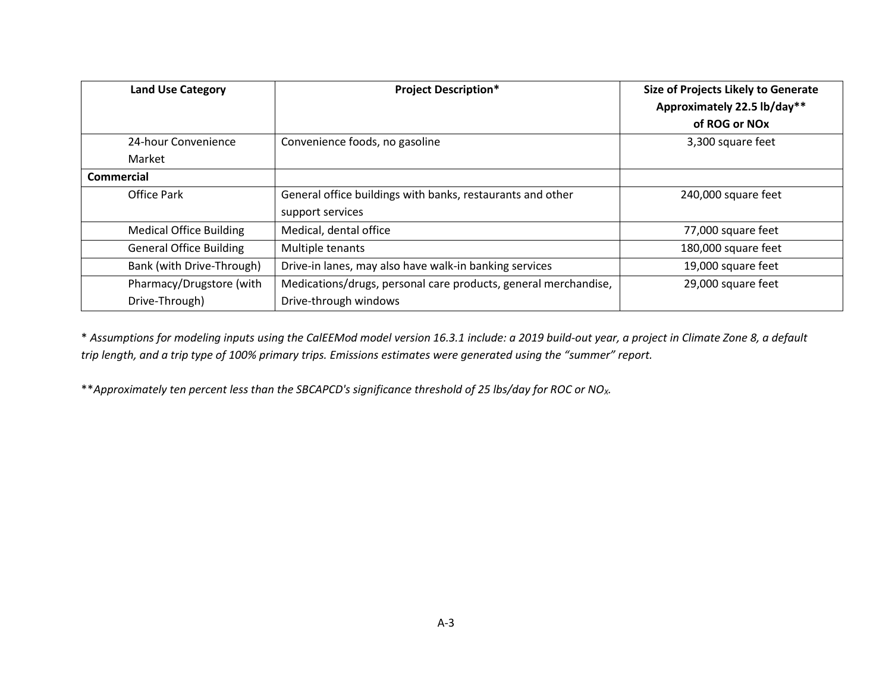| Land Use Category | Project Description* | Size of Projects Likely to Generate Approximately 22.5 lb/day** of ROG or NOx |
|---|---|---|
| 24-hour Convenience Market | Convenience foods, no gasoline | 3,300 square feet |
| **Commercial** | | |
| Office Park | General office buildings with banks, restaurants and other support services | 240,000 square feet |
| Medical Office Building | Medical, dental office | 77,000 square feet |
| General Office Building | Multiple tenants | 180,000 square feet |
| Bank (with Drive-Through) | Drive-in lanes, may also have walk-in banking services | 19,000 square feet |
| Pharmacy/Drugstore (with Drive-Through) | Medications/drugs, personal care products, general merchandise, Drive-through windows | 29,000 square feet |

* *Assumptions for modeling inputs using the CalEEMod model version 16.3.1 include: a 2019 build-out year, a project in Climate Zone 8, a default trip length, and a trip type of 100% primary trips. Emissions estimates were generated using the "summer" report.*

***Approximately ten percent less than the SBCAPCD's significance threshold of 25 lbs/day for ROC or $NO_X$.*